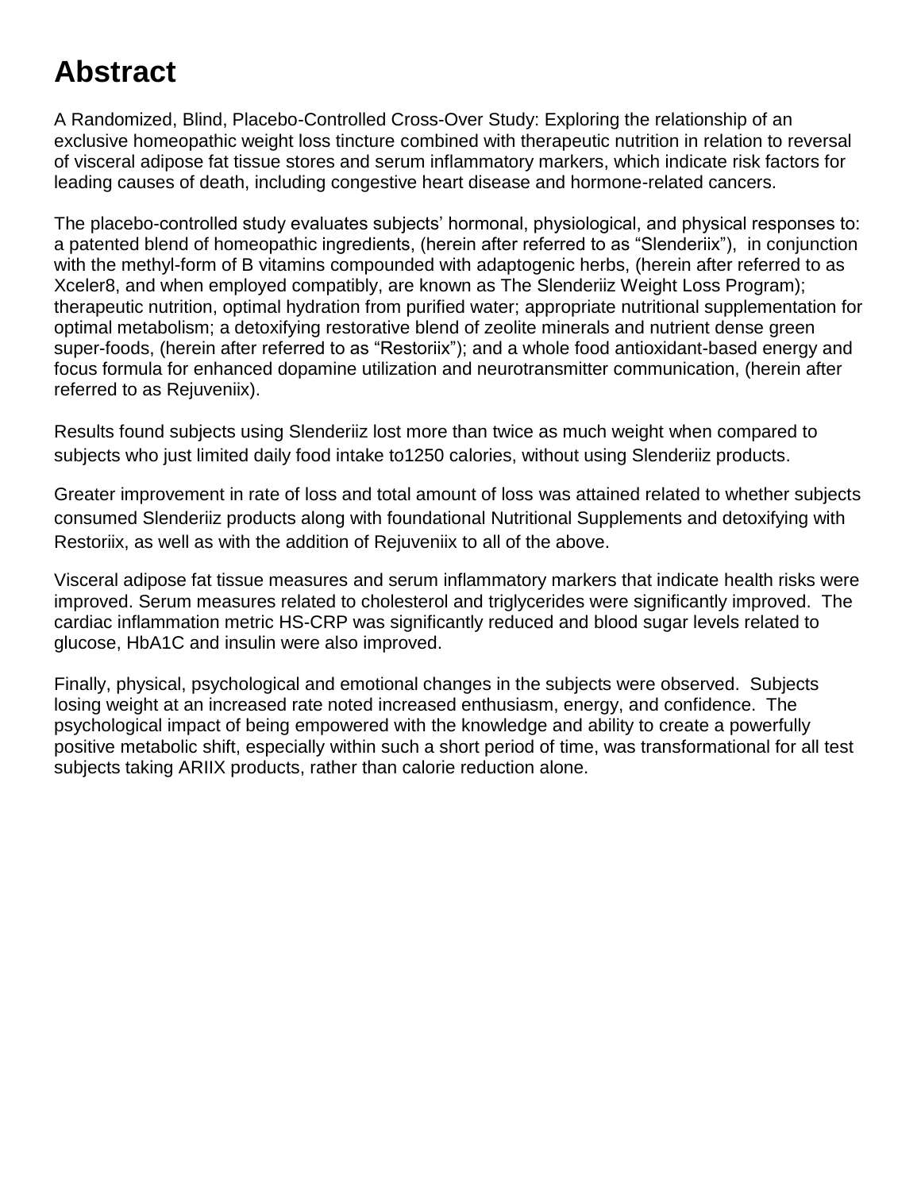# Abstract

A Randomized, Blind, Placebo-Controlled Cross-Over Study: Exploring the relationship of an exclusive homeopathic weight loss tincture combined with therapeutic nutrition in relation to reversal of visceral adipose fat tissue stores and serum inflammatory markers, which indicate risk factors for leading causes of death, including congestive heart disease and hormone-related cancers.

The placebo-controlled study evaluates subjects' hormonal, physiological, and physical responses to: a patented blend of homeopathic ingredients, (herein after referred to as "Slenderiix"), in conjunction with the methyl-form of B vitamins compounded with adaptogenic herbs, (herein after referred to as Xceler8, and when employed compatibly, are known as The Slenderiiz Weight Loss Program); therapeutic nutrition, optimal hydration from purified water; appropriate nutritional supplementation for optimal metabolism; a detoxifying restorative blend of zeolite minerals and nutrient dense green super-foods, (herein after referred to as "Restoriix"); and a whole food antioxidant-based energy and focus formula for enhanced dopamine utilization and neurotransmitter communication, (herein after referred to as Rejuveniix).

Results found subjects using Slenderiiz lost more than twice as much weight when compared to subjects who just limited daily food intake to1250 calories, without using Slenderiiz products.

Greater improvement in rate of loss and total amount of loss was attained related to whether subjects consumed Slenderiiz products along with foundational Nutritional Supplements and detoxifying with Restoriix, as well as with the addition of Rejuveniix to all of the above.

Visceral adipose fat tissue measures and serum inflammatory markers that indicate health risks were improved. Serum measures related to cholesterol and triglycerides were significantly improved. The cardiac inflammation metric HS-CRP was significantly reduced and blood sugar levels related to glucose, HbA1C and insulin were also improved.

Finally, physical, psychological and emotional changes in the subjects were observed. Subjects losing weight at an increased rate noted increased enthusiasm, energy, and confidence. The psychological impact of being empowered with the knowledge and ability to create a powerfully positive metabolic shift, especially within such a short period of time, was transformational for all test subjects taking ARIIX products, rather than calorie reduction alone.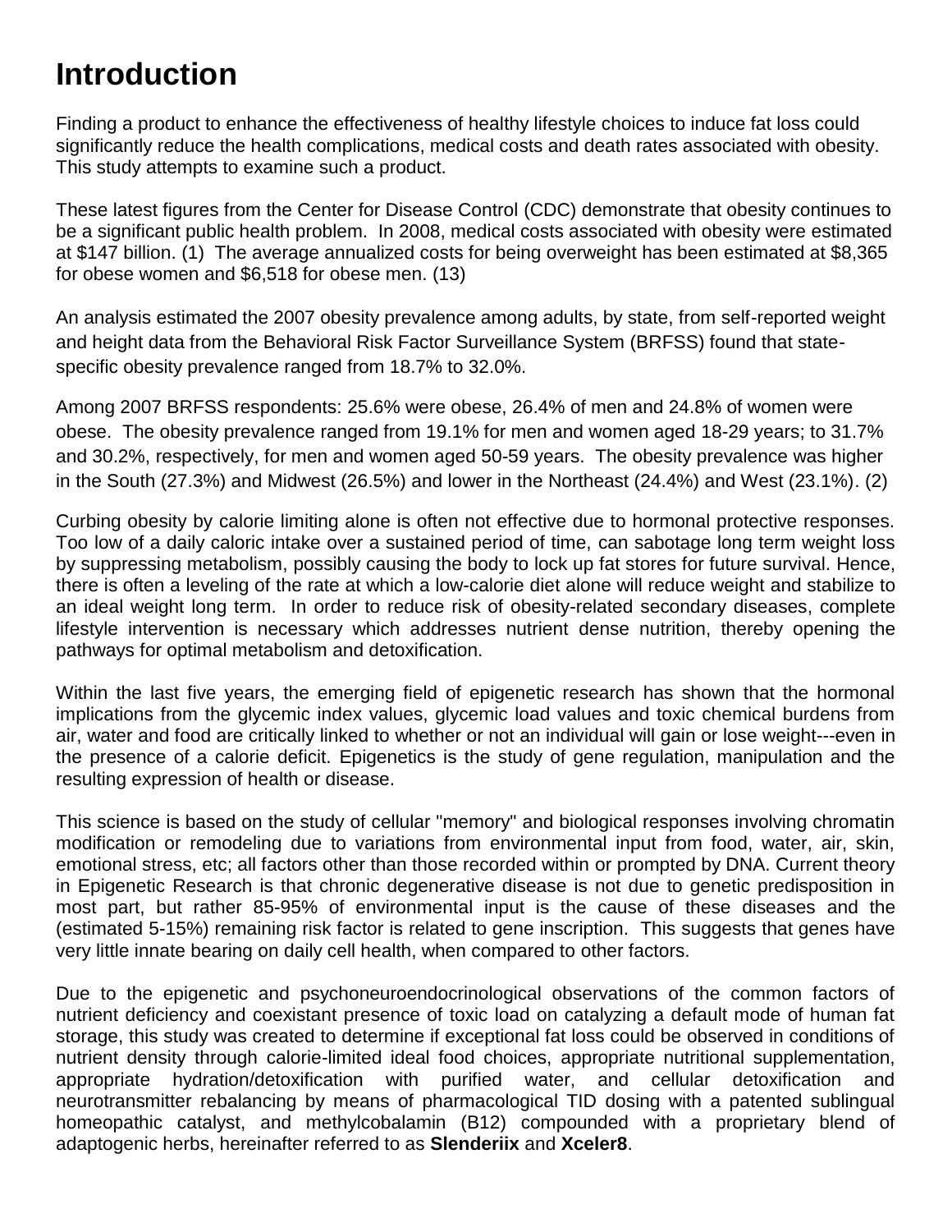# Introduction

Finding a product to enhance the effectiveness of healthy lifestyle choices to induce fat loss could significantly reduce the health complications, medical costs and death rates associated with obesity. This study attempts to examine such a product.

These latest figures from the Center for Disease Control (CDC) demonstrate that obesity continues to be a significant public health problem. In 2008, medical costs associated with obesity were estimated at $147 billion. (1) The average annualized costs for being overweight has been estimated at $8,365 for obese women and $6,518 for obese men. (13)

An analysis estimated the 2007 obesity prevalence among adults, by state, from self-reported weight and height data from the Behavioral Risk Factor Surveillance System (BRFSS) found that state-specific obesity prevalence ranged from 18.7% to 32.0%.

Among 2007 BRFSS respondents: 25.6% were obese, 26.4% of men and 24.8% of women were obese. The obesity prevalence ranged from 19.1% for men and women aged 18-29 years; to 31.7% and 30.2%, respectively, for men and women aged 50-59 years. The obesity prevalence was higher in the South (27.3%) and Midwest (26.5%) and lower in the Northeast (24.4%) and West (23.1%). (2)

Curbing obesity by calorie limiting alone is often not effective due to hormonal protective responses. Too low of a daily caloric intake over a sustained period of time, can sabotage long term weight loss by suppressing metabolism, possibly causing the body to lock up fat stores for future survival. Hence, there is often a leveling of the rate at which a low-calorie diet alone will reduce weight and stabilize to an ideal weight long term. In order to reduce risk of obesity-related secondary diseases, complete lifestyle intervention is necessary which addresses nutrient dense nutrition, thereby opening the pathways for optimal metabolism and detoxification.

Within the last five years, the emerging field of epigenetic research has shown that the hormonal implications from the glycemic index values, glycemic load values and toxic chemical burdens from air, water and food are critically linked to whether or not an individual will gain or lose weight---even in the presence of a calorie deficit. Epigenetics is the study of gene regulation, manipulation and the resulting expression of health or disease.

This science is based on the study of cellular "memory" and biological responses involving chromatin modification or remodeling due to variations from environmental input from food, water, air, skin, emotional stress, etc; all factors other than those recorded within or prompted by DNA. Current theory in Epigenetic Research is that chronic degenerative disease is not due to genetic predisposition in most part, but rather 85-95% of environmental input is the cause of these diseases and the (estimated 5-15%) remaining risk factor is related to gene inscription. This suggests that genes have very little innate bearing on daily cell health, when compared to other factors.

Due to the epigenetic and psychoneuroendocrinological observations of the common factors of nutrient deficiency and coexistant presence of toxic load on catalyzing a default mode of human fat storage, this study was created to determine if exceptional fat loss could be observed in conditions of nutrient density through calorie-limited ideal food choices, appropriate nutritional supplementation, appropriate hydration/detoxification with purified water, and cellular detoxification and neurotransmitter rebalancing by means of pharmacological TID dosing with a patented sublingual homeopathic catalyst, and methylcobalamin (B12) compounded with a proprietary blend of adaptogenic herbs, hereinafter referred to as **Slenderiix** and **Xceler8**.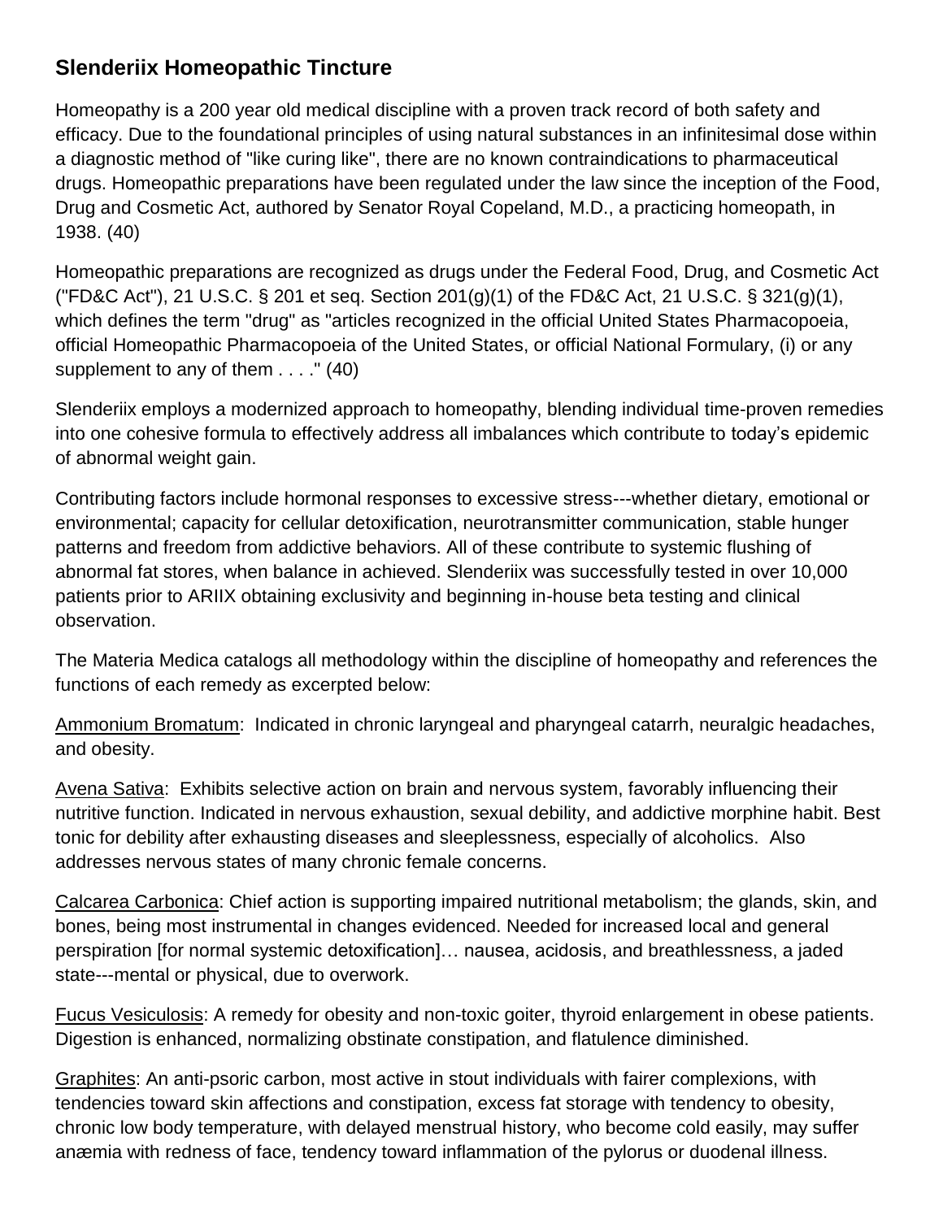## Slenderiix Homeopathic Tincture

Homeopathy is a 200 year old medical discipline with a proven track record of both safety and efficacy. Due to the foundational principles of using natural substances in an infinitesimal dose within a diagnostic method of "like curing like", there are no known contraindications to pharmaceutical drugs. Homeopathic preparations have been regulated under the law since the inception of the Food, Drug and Cosmetic Act, authored by Senator Royal Copeland, M.D., a practicing homeopath, in 1938. (40)

Homeopathic preparations are recognized as drugs under the Federal Food, Drug, and Cosmetic Act ("FD&C Act"), 21 U.S.C. § 201 et seq. Section 201(g)(1) of the FD&C Act, 21 U.S.C. § 321(g)(1), which defines the term "drug" as "articles recognized in the official United States Pharmacopoeia, official Homeopathic Pharmacopoeia of the United States, or official National Formulary, (i) or any supplement to any of them . . . ." (40)

Slenderiix employs a modernized approach to homeopathy, blending individual time-proven remedies into one cohesive formula to effectively address all imbalances which contribute to today's epidemic of abnormal weight gain.

Contributing factors include hormonal responses to excessive stress---whether dietary, emotional or environmental; capacity for cellular detoxification, neurotransmitter communication, stable hunger patterns and freedom from addictive behaviors. All of these contribute to systemic flushing of abnormal fat stores, when balance in achieved. Slenderiix was successfully tested in over 10,000 patients prior to ARIIX obtaining exclusivity and beginning in-house beta testing and clinical observation.

The Materia Medica catalogs all methodology within the discipline of homeopathy and references the functions of each remedy as excerpted below:

Ammonium Bromatum: Indicated in chronic laryngeal and pharyngeal catarrh, neuralgic headaches, and obesity.

Avena Sativa: Exhibits selective action on brain and nervous system, favorably influencing their nutritive function. Indicated in nervous exhaustion, sexual debility, and addictive morphine habit. Best tonic for debility after exhausting diseases and sleeplessness, especially of alcoholics. Also addresses nervous states of many chronic female concerns.

Calcarea Carbonica: Chief action is supporting impaired nutritional metabolism; the glands, skin, and bones, being most instrumental in changes evidenced. Needed for increased local and general perspiration [for normal systemic detoxification]… nausea, acidosis, and breathlessness, a jaded state---mental or physical, due to overwork.

Fucus Vesiculosis: A remedy for obesity and non-toxic goiter, thyroid enlargement in obese patients. Digestion is enhanced, normalizing obstinate constipation, and flatulence diminished.

Graphites: An anti-psoric carbon, most active in stout individuals with fairer complexions, with tendencies toward skin affections and constipation, excess fat storage with tendency to obesity, chronic low body temperature, with delayed menstrual history, who become cold easily, may suffer anæmia with redness of face, tendency toward inflammation of the pylorus or duodenal illness.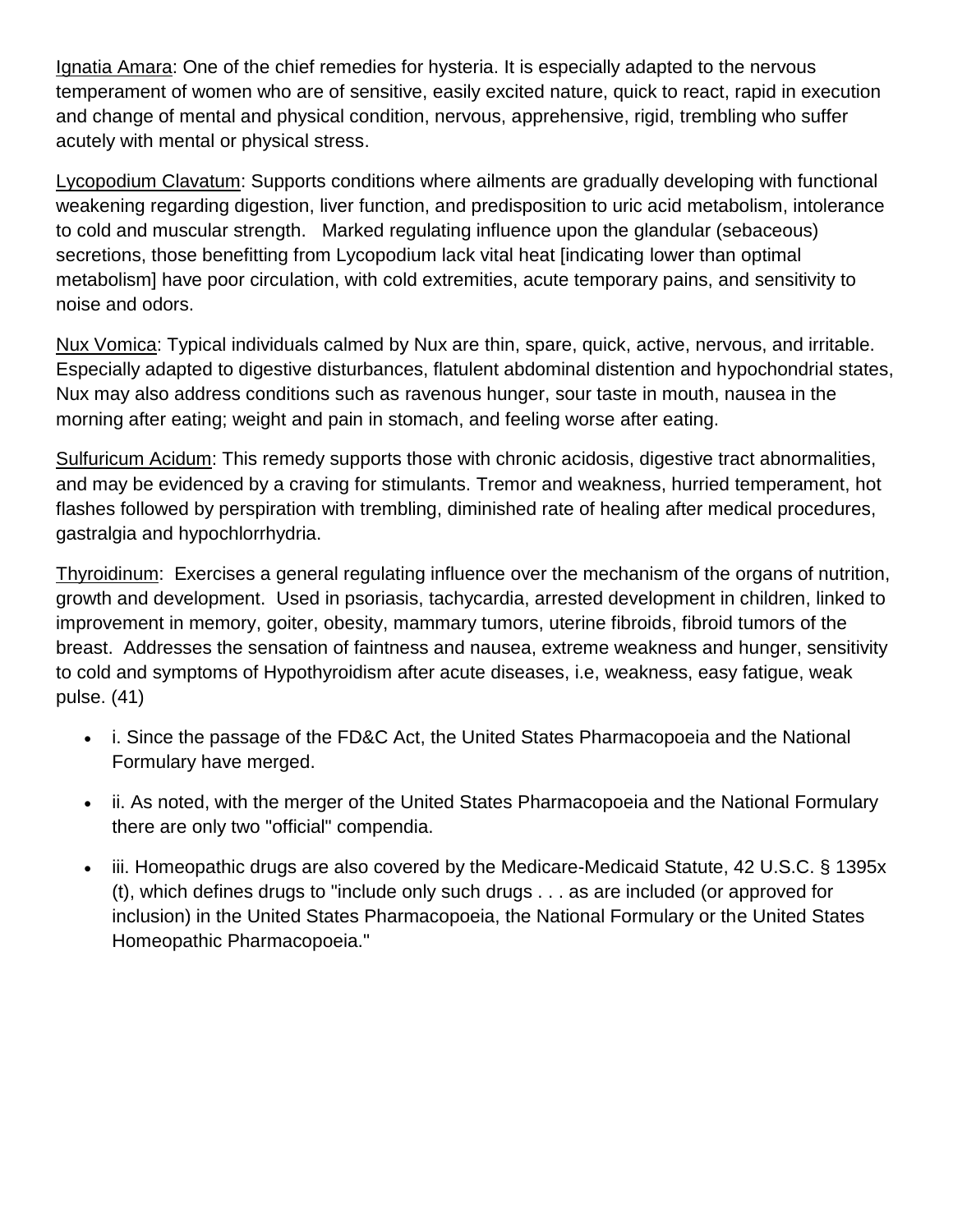<u>Ignatia Amara</u>: One of the chief remedies for hysteria. It is especially adapted to the nervous temperament of women who are of sensitive, easily excited nature, quick to react, rapid in execution and change of mental and physical condition, nervous, apprehensive, rigid, trembling who suffer acutely with mental or physical stress.

<u>Lycopodium Clavatum</u>: Supports conditions where ailments are gradually developing with functional weakening regarding digestion, liver function, and predisposition to uric acid metabolism, intolerance to cold and muscular strength. Marked regulating influence upon the glandular (sebaceous) secretions, those benefitting from Lycopodium lack vital heat [indicating lower than optimal metabolism] have poor circulation, with cold extremities, acute temporary pains, and sensitivity to noise and odors.

<u>Nux Vomica</u>: Typical individuals calmed by Nux are thin, spare, quick, active, nervous, and irritable. Especially adapted to digestive disturbances, flatulent abdominal distention and hypochondrial states, Nux may also address conditions such as ravenous hunger, sour taste in mouth, nausea in the morning after eating; weight and pain in stomach, and feeling worse after eating.

<u>Sulfuricum Acidum</u>: This remedy supports those with chronic acidosis, digestive tract abnormalities, and may be evidenced by a craving for stimulants. Tremor and weakness, hurried temperament, hot flashes followed by perspiration with trembling, diminished rate of healing after medical procedures, gastralgia and hypochlorrhydria.

<u>Thyroidinum</u>: Exercises a general regulating influence over the mechanism of the organs of nutrition, growth and development. Used in psoriasis, tachycardia, arrested development in children, linked to improvement in memory, goiter, obesity, mammary tumors, uterine fibroids, fibroid tumors of the breast. Addresses the sensation of faintness and nausea, extreme weakness and hunger, sensitivity to cold and symptoms of Hypothyroidism after acute diseases, i.e, weakness, easy fatigue, weak pulse. (41)

- i. Since the passage of the FD&C Act, the United States Pharmacopoeia and the National Formulary have merged.
- ii. As noted, with the merger of the United States Pharmacopoeia and the National Formulary there are only two "official" compendia.
- iii. Homeopathic drugs are also covered by the Medicare-Medicaid Statute, 42 U.S.C. § 1395x (t), which defines drugs to "include only such drugs . . . as are included (or approved for inclusion) in the United States Pharmacopoeia, the National Formulary or the United States Homeopathic Pharmacopoeia."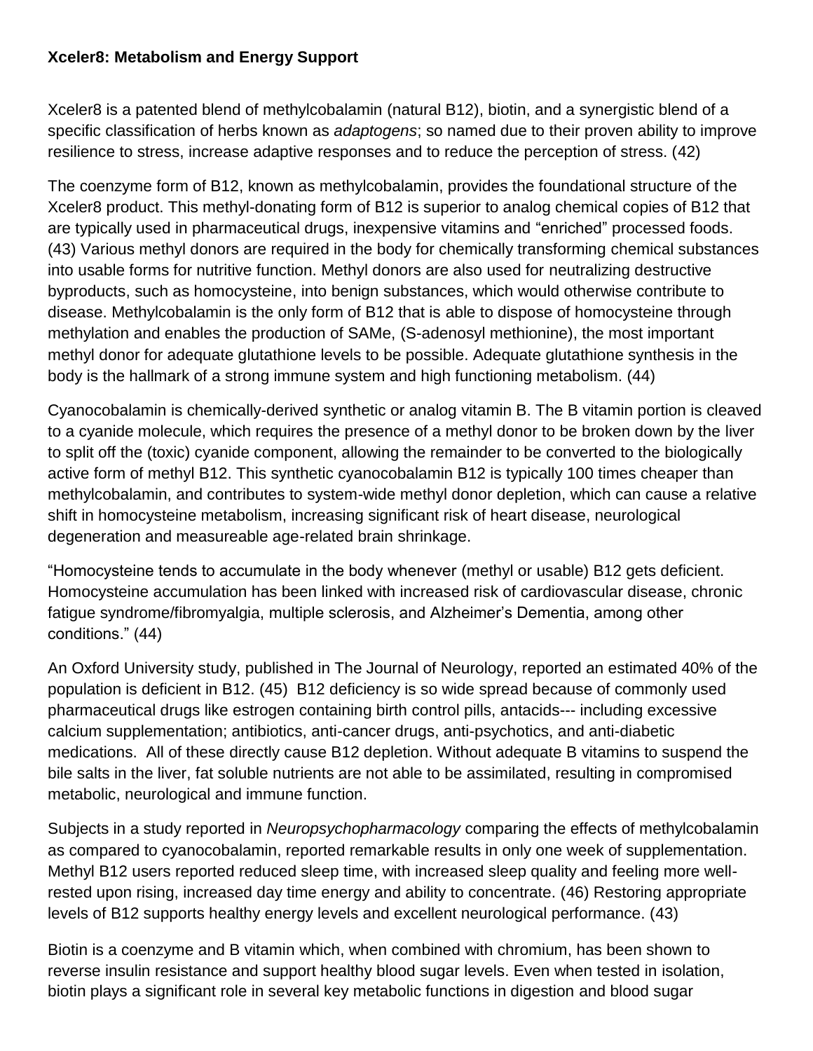**Xceler8: Metabolism and Energy Support**

Xceler8 is a patented blend of methylcobalamin (natural B12), biotin, and a synergistic blend of a specific classification of herbs known as *adaptogens*; so named due to their proven ability to improve resilience to stress, increase adaptive responses and to reduce the perception of stress. (42)

The coenzyme form of B12, known as methylcobalamin, provides the foundational structure of the Xceler8 product. This methyl-donating form of B12 is superior to analog chemical copies of B12 that are typically used in pharmaceutical drugs, inexpensive vitamins and "enriched" processed foods. (43) Various methyl donors are required in the body for chemically transforming chemical substances into usable forms for nutritive function. Methyl donors are also used for neutralizing destructive byproducts, such as homocysteine, into benign substances, which would otherwise contribute to disease. Methylcobalamin is the only form of B12 that is able to dispose of homocysteine through methylation and enables the production of SAMe, (S-adenosyl methionine), the most important methyl donor for adequate glutathione levels to be possible. Adequate glutathione synthesis in the body is the hallmark of a strong immune system and high functioning metabolism. (44)

Cyanocobalamin is chemically-derived synthetic or analog vitamin B. The B vitamin portion is cleaved to a cyanide molecule, which requires the presence of a methyl donor to be broken down by the liver to split off the (toxic) cyanide component, allowing the remainder to be converted to the biologically active form of methyl B12. This synthetic cyanocobalamin B12 is typically 100 times cheaper than methylcobalamin, and contributes to system-wide methyl donor depletion, which can cause a relative shift in homocysteine metabolism, increasing significant risk of heart disease, neurological degeneration and measureable age-related brain shrinkage.

"Homocysteine tends to accumulate in the body whenever (methyl or usable) B12 gets deficient. Homocysteine accumulation has been linked with increased risk of cardiovascular disease, chronic fatigue syndrome/fibromyalgia, multiple sclerosis, and Alzheimer's Dementia, among other conditions." (44)

An Oxford University study, published in The Journal of Neurology, reported an estimated 40% of the population is deficient in B12. (45) B12 deficiency is so wide spread because of commonly used pharmaceutical drugs like estrogen containing birth control pills, antacids--- including excessive calcium supplementation; antibiotics, anti-cancer drugs, anti-psychotics, and anti-diabetic medications. All of these directly cause B12 depletion. Without adequate B vitamins to suspend the bile salts in the liver, fat soluble nutrients are not able to be assimilated, resulting in compromised metabolic, neurological and immune function.

Subjects in a study reported in *Neuropsychopharmacology* comparing the effects of methylcobalamin as compared to cyanocobalamin, reported remarkable results in only one week of supplementation. Methyl B12 users reported reduced sleep time, with increased sleep quality and feeling more well-rested upon rising, increased day time energy and ability to concentrate. (46) Restoring appropriate levels of B12 supports healthy energy levels and excellent neurological performance. (43)

Biotin is a coenzyme and B vitamin which, when combined with chromium, has been shown to reverse insulin resistance and support healthy blood sugar levels. Even when tested in isolation, biotin plays a significant role in several key metabolic functions in digestion and blood sugar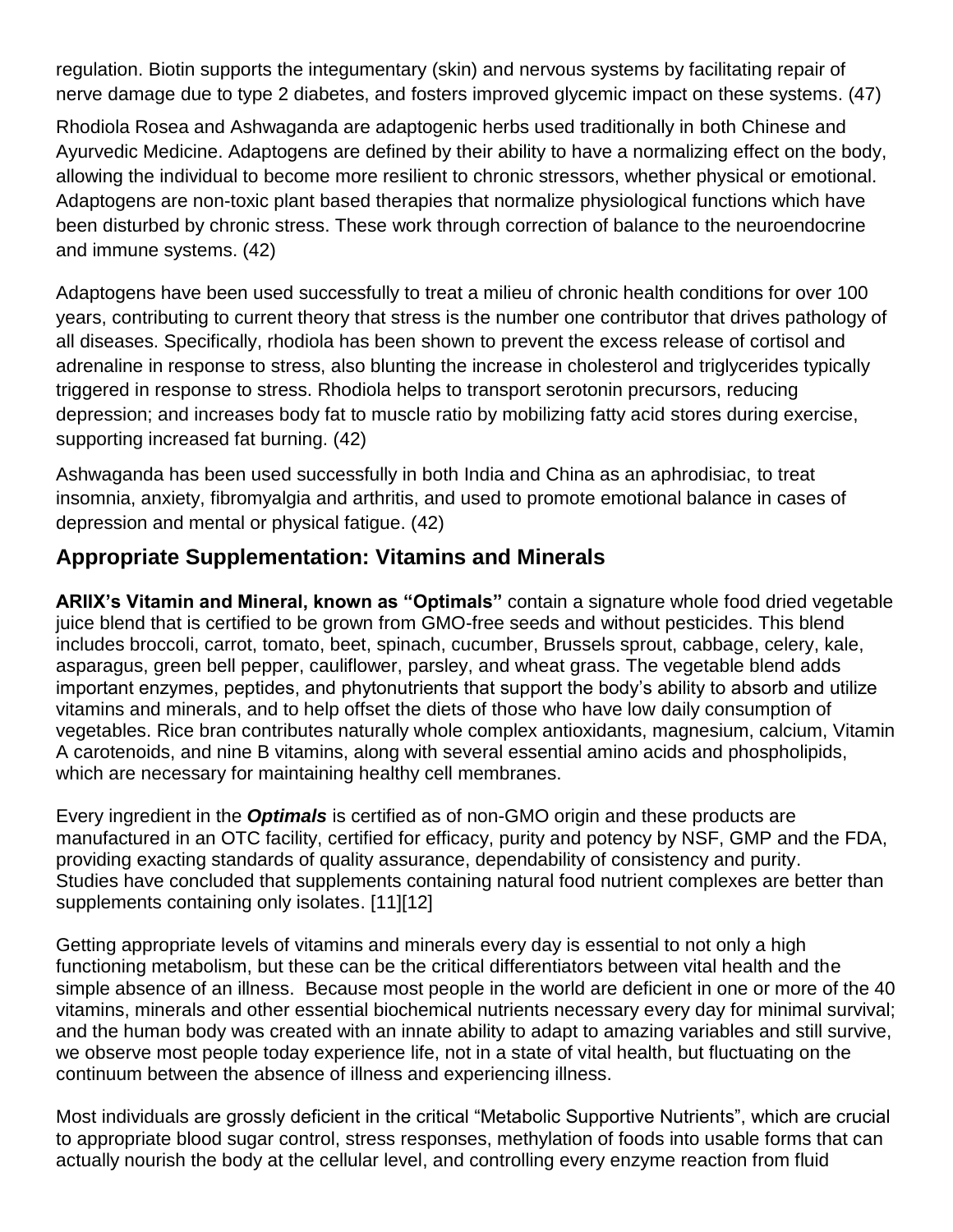regulation. Biotin supports the integumentary (skin) and nervous systems by facilitating repair of nerve damage due to type 2 diabetes, and fosters improved glycemic impact on these systems. (47)

Rhodiola Rosea and Ashwaganda are adaptogenic herbs used traditionally in both Chinese and Ayurvedic Medicine. Adaptogens are defined by their ability to have a normalizing effect on the body, allowing the individual to become more resilient to chronic stressors, whether physical or emotional. Adaptogens are non-toxic plant based therapies that normalize physiological functions which have been disturbed by chronic stress. These work through correction of balance to the neuroendocrine and immune systems. (42)

Adaptogens have been used successfully to treat a milieu of chronic health conditions for over 100 years, contributing to current theory that stress is the number one contributor that drives pathology of all diseases. Specifically, rhodiola has been shown to prevent the excess release of cortisol and adrenaline in response to stress, also blunting the increase in cholesterol and triglycerides typically triggered in response to stress. Rhodiola helps to transport serotonin precursors, reducing depression; and increases body fat to muscle ratio by mobilizing fatty acid stores during exercise, supporting increased fat burning. (42)

Ashwaganda has been used successfully in both India and China as an aphrodisiac, to treat insomnia, anxiety, fibromyalgia and arthritis, and used to promote emotional balance in cases of depression and mental or physical fatigue. (42)

## Appropriate Supplementation: Vitamins and Minerals

**ARIIX's Vitamin and Mineral, known as "Optimals"** contain a signature whole food dried vegetable juice blend that is certified to be grown from GMO-free seeds and without pesticides. This blend includes broccoli, carrot, tomato, beet, spinach, cucumber, Brussels sprout, cabbage, celery, kale, asparagus, green bell pepper, cauliflower, parsley, and wheat grass. The vegetable blend adds important enzymes, peptides, and phytonutrients that support the body's ability to absorb and utilize vitamins and minerals, and to help offset the diets of those who have low daily consumption of vegetables. Rice bran contributes naturally whole complex antioxidants, magnesium, calcium, Vitamin A carotenoids, and nine B vitamins, along with several essential amino acids and phospholipids, which are necessary for maintaining healthy cell membranes.

Every ingredient in the ***Optimals*** is certified as of non-GMO origin and these products are manufactured in an OTC facility, certified for efficacy, purity and potency by NSF, GMP and the FDA, providing exacting standards of quality assurance, dependability of consistency and purity. Studies have concluded that supplements containing natural food nutrient complexes are better than supplements containing only isolates. [11][12]

Getting appropriate levels of vitamins and minerals every day is essential to not only a high functioning metabolism, but these can be the critical differentiators between vital health and the simple absence of an illness. Because most people in the world are deficient in one or more of the 40 vitamins, minerals and other essential biochemical nutrients necessary every day for minimal survival; and the human body was created with an innate ability to adapt to amazing variables and still survive, we observe most people today experience life, not in a state of vital health, but fluctuating on the continuum between the absence of illness and experiencing illness.

Most individuals are grossly deficient in the critical "Metabolic Supportive Nutrients", which are crucial to appropriate blood sugar control, stress responses, methylation of foods into usable forms that can actually nourish the body at the cellular level, and controlling every enzyme reaction from fluid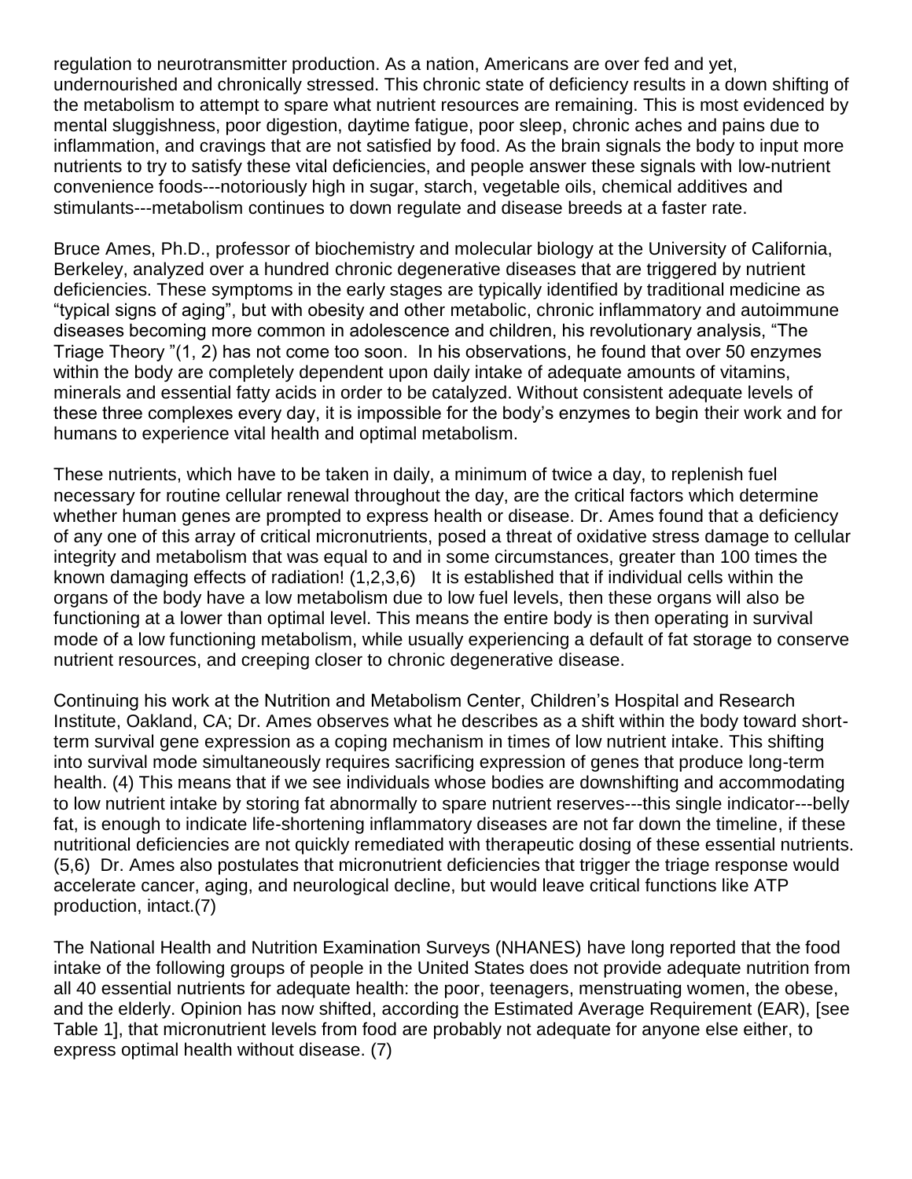regulation to neurotransmitter production. As a nation, Americans are over fed and yet, undernourished and chronically stressed. This chronic state of deficiency results in a down shifting of the metabolism to attempt to spare what nutrient resources are remaining. This is most evidenced by mental sluggishness, poor digestion, daytime fatigue, poor sleep, chronic aches and pains due to inflammation, and cravings that are not satisfied by food. As the brain signals the body to input more nutrients to try to satisfy these vital deficiencies, and people answer these signals with low-nutrient convenience foods---notoriously high in sugar, starch, vegetable oils, chemical additives and stimulants---metabolism continues to down regulate and disease breeds at a faster rate.

Bruce Ames, Ph.D., professor of biochemistry and molecular biology at the University of California, Berkeley, analyzed over a hundred chronic degenerative diseases that are triggered by nutrient deficiencies. These symptoms in the early stages are typically identified by traditional medicine as "typical signs of aging", but with obesity and other metabolic, chronic inflammatory and autoimmune diseases becoming more common in adolescence and children, his revolutionary analysis, "The Triage Theory "(1, 2) has not come too soon. In his observations, he found that over 50 enzymes within the body are completely dependent upon daily intake of adequate amounts of vitamins, minerals and essential fatty acids in order to be catalyzed. Without consistent adequate levels of these three complexes every day, it is impossible for the body's enzymes to begin their work and for humans to experience vital health and optimal metabolism.

These nutrients, which have to be taken in daily, a minimum of twice a day, to replenish fuel necessary for routine cellular renewal throughout the day, are the critical factors which determine whether human genes are prompted to express health or disease. Dr. Ames found that a deficiency of any one of this array of critical micronutrients, posed a threat of oxidative stress damage to cellular integrity and metabolism that was equal to and in some circumstances, greater than 100 times the known damaging effects of radiation! (1,2,3,6) It is established that if individual cells within the organs of the body have a low metabolism due to low fuel levels, then these organs will also be functioning at a lower than optimal level. This means the entire body is then operating in survival mode of a low functioning metabolism, while usually experiencing a default of fat storage to conserve nutrient resources, and creeping closer to chronic degenerative disease.

Continuing his work at the Nutrition and Metabolism Center, Children's Hospital and Research Institute, Oakland, CA; Dr. Ames observes what he describes as a shift within the body toward short-term survival gene expression as a coping mechanism in times of low nutrient intake. This shifting into survival mode simultaneously requires sacrificing expression of genes that produce long-term health. (4) This means that if we see individuals whose bodies are downshifting and accommodating to low nutrient intake by storing fat abnormally to spare nutrient reserves---this single indicator---belly fat, is enough to indicate life-shortening inflammatory diseases are not far down the timeline, if these nutritional deficiencies are not quickly remediated with therapeutic dosing of these essential nutrients. (5,6) Dr. Ames also postulates that micronutrient deficiencies that trigger the triage response would accelerate cancer, aging, and neurological decline, but would leave critical functions like ATP production, intact.(7)

The National Health and Nutrition Examination Surveys (NHANES) have long reported that the food intake of the following groups of people in the United States does not provide adequate nutrition from all 40 essential nutrients for adequate health: the poor, teenagers, menstruating women, the obese, and the elderly. Opinion has now shifted, according the Estimated Average Requirement (EAR), [see Table 1], that micronutrient levels from food are probably not adequate for anyone else either, to express optimal health without disease. (7)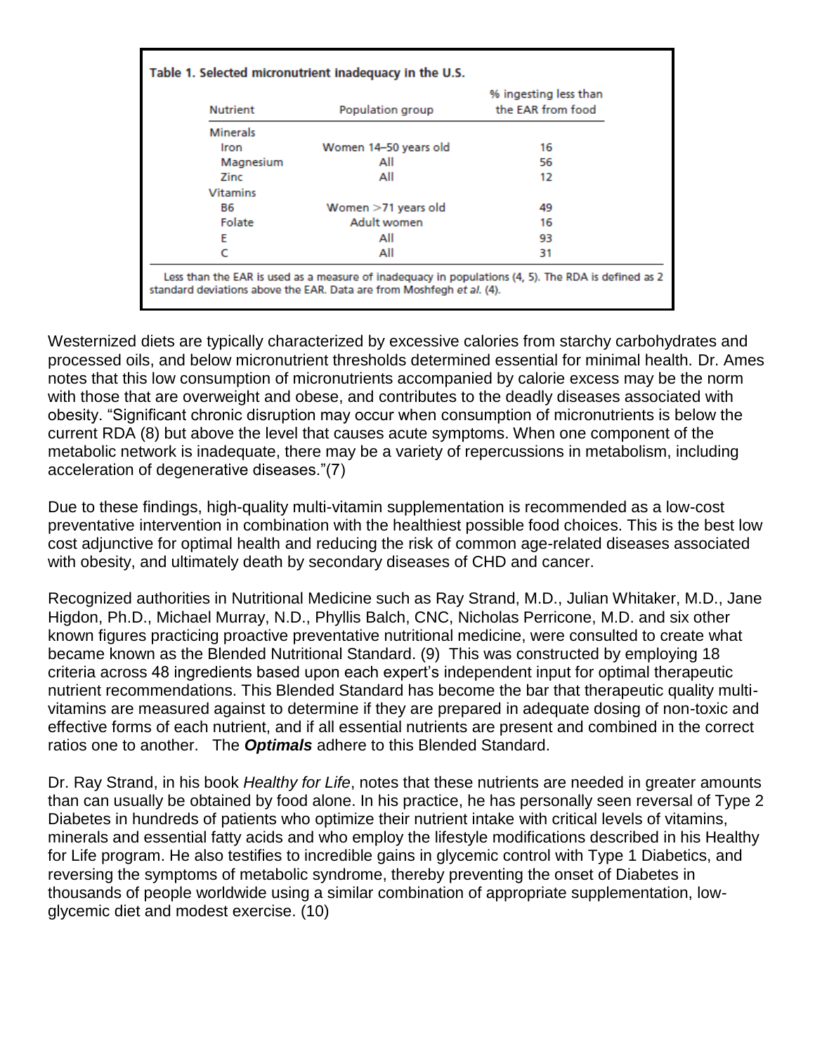**Table 1. Selected micronutrient inadequacy in the U.S.**

| Nutrient | Population group | % ingesting less than the EAR from food |
|---|---|---|
| Minerals | | |
| Iron | Women 14–50 years old | 16 |
| Magnesium | All | 56 |
| Zinc | All | 12 |
| Vitamins | | |
| B6 | Women >71 years old | 49 |
| Folate | Adult women | 16 |
| E | All | 93 |
| C | All | 31 |

Less than the EAR is used as a measure of inadequacy in populations (4, 5). The RDA is defined as 2 standard deviations above the EAR. Data are from Moshfegh *et al.* (4).

Westernized diets are typically characterized by excessive calories from starchy carbohydrates and processed oils, and below micronutrient thresholds determined essential for minimal health. Dr. Ames notes that this low consumption of micronutrients accompanied by calorie excess may be the norm with those that are overweight and obese, and contributes to the deadly diseases associated with obesity. "Significant chronic disruption may occur when consumption of micronutrients is below the current RDA (8) but above the level that causes acute symptoms. When one component of the metabolic network is inadequate, there may be a variety of repercussions in metabolism, including acceleration of degenerative diseases."(7)

Due to these findings, high-quality multi-vitamin supplementation is recommended as a low-cost preventative intervention in combination with the healthiest possible food choices. This is the best low cost adjunctive for optimal health and reducing the risk of common age-related diseases associated with obesity, and ultimately death by secondary diseases of CHD and cancer.

Recognized authorities in Nutritional Medicine such as Ray Strand, M.D., Julian Whitaker, M.D., Jane Higdon, Ph.D., Michael Murray, N.D., Phyllis Balch, CNC, Nicholas Perricone, M.D. and six other known figures practicing proactive preventative nutritional medicine, were consulted to create what became known as the Blended Nutritional Standard. (9) This was constructed by employing 18 criteria across 48 ingredients based upon each expert's independent input for optimal therapeutic nutrient recommendations. This Blended Standard has become the bar that therapeutic quality multi-vitamins are measured against to determine if they are prepared in adequate dosing of non-toxic and effective forms of each nutrient, and if all essential nutrients are present and combined in the correct ratios one to another. The ***Optimals*** adhere to this Blended Standard.

Dr. Ray Strand, in his book *Healthy for Life*, notes that these nutrients are needed in greater amounts than can usually be obtained by food alone. In his practice, he has personally seen reversal of Type 2 Diabetes in hundreds of patients who optimize their nutrient intake with critical levels of vitamins, minerals and essential fatty acids and who employ the lifestyle modifications described in his Healthy for Life program. He also testifies to incredible gains in glycemic control with Type 1 Diabetics, and reversing the symptoms of metabolic syndrome, thereby preventing the onset of Diabetes in thousands of people worldwide using a similar combination of appropriate supplementation, low-glycemic diet and modest exercise. (10)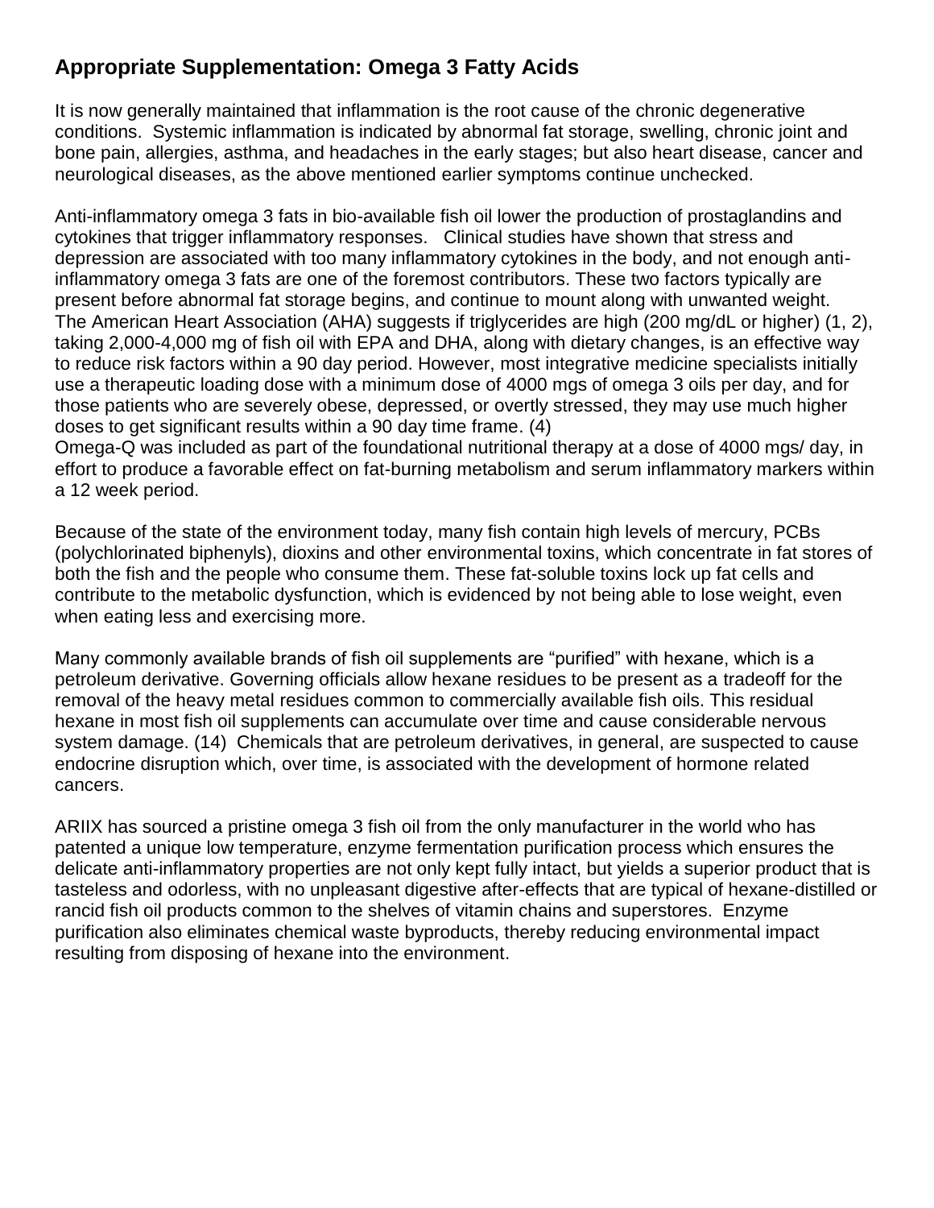## Appropriate Supplementation: Omega 3 Fatty Acids

It is now generally maintained that inflammation is the root cause of the chronic degenerative conditions. Systemic inflammation is indicated by abnormal fat storage, swelling, chronic joint and bone pain, allergies, asthma, and headaches in the early stages; but also heart disease, cancer and neurological diseases, as the above mentioned earlier symptoms continue unchecked.

Anti-inflammatory omega 3 fats in bio-available fish oil lower the production of prostaglandins and cytokines that trigger inflammatory responses. Clinical studies have shown that stress and depression are associated with too many inflammatory cytokines in the body, and not enough anti-inflammatory omega 3 fats are one of the foremost contributors. These two factors typically are present before abnormal fat storage begins, and continue to mount along with unwanted weight. The American Heart Association (AHA) suggests if triglycerides are high (200 mg/dL or higher) (1, 2), taking 2,000-4,000 mg of fish oil with EPA and DHA, along with dietary changes, is an effective way to reduce risk factors within a 90 day period. However, most integrative medicine specialists initially use a therapeutic loading dose with a minimum dose of 4000 mgs of omega 3 oils per day, and for those patients who are severely obese, depressed, or overtly stressed, they may use much higher doses to get significant results within a 90 day time frame. (4)

Omega-Q was included as part of the foundational nutritional therapy at a dose of 4000 mgs/ day, in effort to produce a favorable effect on fat-burning metabolism and serum inflammatory markers within a 12 week period.

Because of the state of the environment today, many fish contain high levels of mercury, PCBs (polychlorinated biphenyls), dioxins and other environmental toxins, which concentrate in fat stores of both the fish and the people who consume them. These fat-soluble toxins lock up fat cells and contribute to the metabolic dysfunction, which is evidenced by not being able to lose weight, even when eating less and exercising more.

Many commonly available brands of fish oil supplements are "purified" with hexane, which is a petroleum derivative. Governing officials allow hexane residues to be present as a tradeoff for the removal of the heavy metal residues common to commercially available fish oils. This residual hexane in most fish oil supplements can accumulate over time and cause considerable nervous system damage. (14) Chemicals that are petroleum derivatives, in general, are suspected to cause endocrine disruption which, over time, is associated with the development of hormone related cancers.

ARIIX has sourced a pristine omega 3 fish oil from the only manufacturer in the world who has patented a unique low temperature, enzyme fermentation purification process which ensures the delicate anti-inflammatory properties are not only kept fully intact, but yields a superior product that is tasteless and odorless, with no unpleasant digestive after-effects that are typical of hexane-distilled or rancid fish oil products common to the shelves of vitamin chains and superstores. Enzyme purification also eliminates chemical waste byproducts, thereby reducing environmental impact resulting from disposing of hexane into the environment.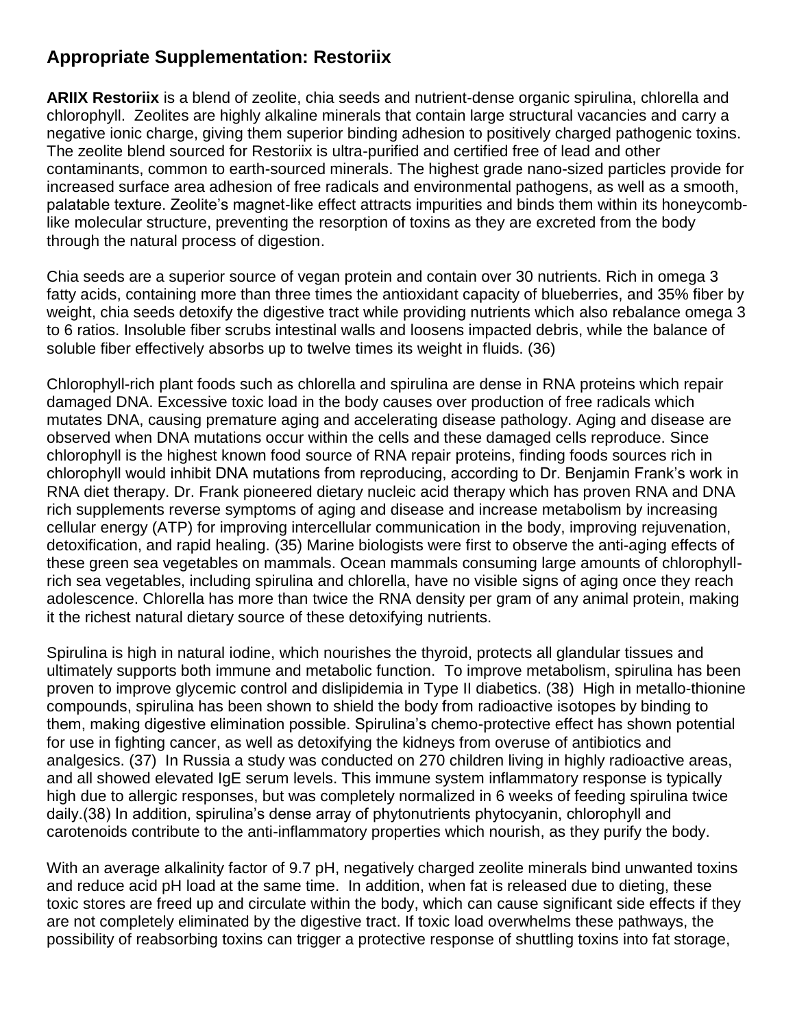## Appropriate Supplementation: Restoriix

**ARIIX Restoriix** is a blend of zeolite, chia seeds and nutrient-dense organic spirulina, chlorella and chlorophyll. Zeolites are highly alkaline minerals that contain large structural vacancies and carry a negative ionic charge, giving them superior binding adhesion to positively charged pathogenic toxins. The zeolite blend sourced for Restoriix is ultra-purified and certified free of lead and other contaminants, common to earth-sourced minerals. The highest grade nano-sized particles provide for increased surface area adhesion of free radicals and environmental pathogens, as well as a smooth, palatable texture. Zeolite's magnet-like effect attracts impurities and binds them within its honeycomb-like molecular structure, preventing the resorption of toxins as they are excreted from the body through the natural process of digestion.

Chia seeds are a superior source of vegan protein and contain over 30 nutrients. Rich in omega 3 fatty acids, containing more than three times the antioxidant capacity of blueberries, and 35% fiber by weight, chia seeds detoxify the digestive tract while providing nutrients which also rebalance omega 3 to 6 ratios. Insoluble fiber scrubs intestinal walls and loosens impacted debris, while the balance of soluble fiber effectively absorbs up to twelve times its weight in fluids. (36)

Chlorophyll-rich plant foods such as chlorella and spirulina are dense in RNA proteins which repair damaged DNA. Excessive toxic load in the body causes over production of free radicals which mutates DNA, causing premature aging and accelerating disease pathology. Aging and disease are observed when DNA mutations occur within the cells and these damaged cells reproduce. Since chlorophyll is the highest known food source of RNA repair proteins, finding foods sources rich in chlorophyll would inhibit DNA mutations from reproducing, according to Dr. Benjamin Frank's work in RNA diet therapy. Dr. Frank pioneered dietary nucleic acid therapy which has proven RNA and DNA rich supplements reverse symptoms of aging and disease and increase metabolism by increasing cellular energy (ATP) for improving intercellular communication in the body, improving rejuvenation, detoxification, and rapid healing. (35) Marine biologists were first to observe the anti-aging effects of these green sea vegetables on mammals. Ocean mammals consuming large amounts of chlorophyll-rich sea vegetables, including spirulina and chlorella, have no visible signs of aging once they reach adolescence. Chlorella has more than twice the RNA density per gram of any animal protein, making it the richest natural dietary source of these detoxifying nutrients.

Spirulina is high in natural iodine, which nourishes the thyroid, protects all glandular tissues and ultimately supports both immune and metabolic function. To improve metabolism, spirulina has been proven to improve glycemic control and dislipidemia in Type II diabetics. (38) High in metallo-thionine compounds, spirulina has been shown to shield the body from radioactive isotopes by binding to them, making digestive elimination possible. Spirulina's chemo-protective effect has shown potential for use in fighting cancer, as well as detoxifying the kidneys from overuse of antibiotics and analgesics. (37) In Russia a study was conducted on 270 children living in highly radioactive areas, and all showed elevated IgE serum levels. This immune system inflammatory response is typically high due to allergic responses, but was completely normalized in 6 weeks of feeding spirulina twice daily.(38) In addition, spirulina's dense array of phytonutrients phytocyanin, chlorophyll and carotenoids contribute to the anti-inflammatory properties which nourish, as they purify the body.

With an average alkalinity factor of 9.7 pH, negatively charged zeolite minerals bind unwanted toxins and reduce acid pH load at the same time. In addition, when fat is released due to dieting, these toxic stores are freed up and circulate within the body, which can cause significant side effects if they are not completely eliminated by the digestive tract. If toxic load overwhelms these pathways, the possibility of reabsorbing toxins can trigger a protective response of shuttling toxins into fat storage,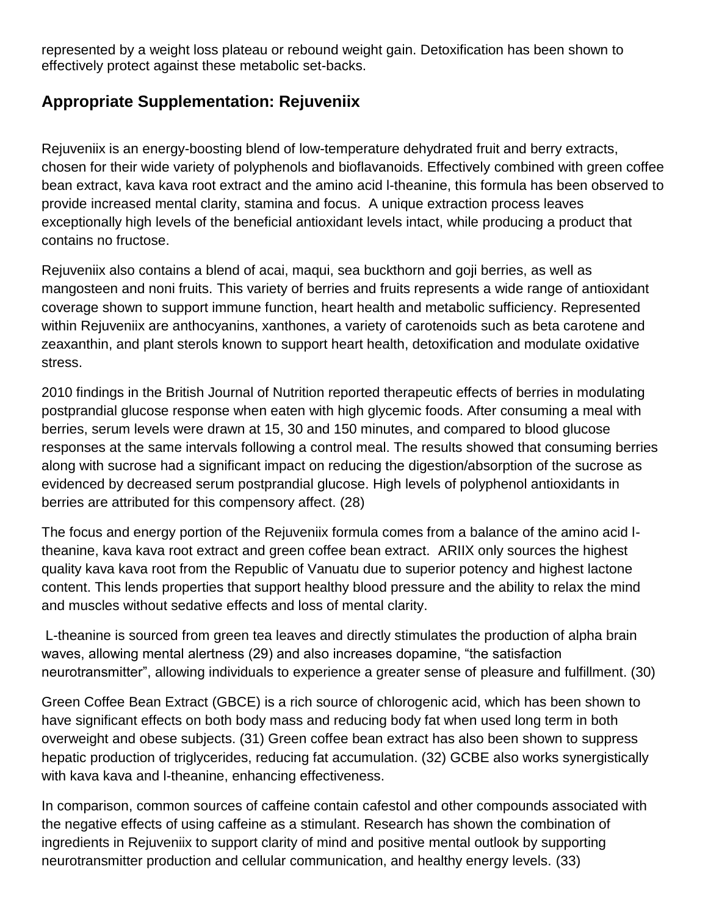represented by a weight loss plateau or rebound weight gain. Detoxification has been shown to effectively protect against these metabolic set-backs.

## Appropriate Supplementation: Rejuveniix

Rejuveniix is an energy-boosting blend of low-temperature dehydrated fruit and berry extracts, chosen for their wide variety of polyphenols and bioflavanoids. Effectively combined with green coffee bean extract, kava kava root extract and the amino acid l-theanine, this formula has been observed to provide increased mental clarity, stamina and focus. A unique extraction process leaves exceptionally high levels of the beneficial antioxidant levels intact, while producing a product that contains no fructose.

Rejuveniix also contains a blend of acai, maqui, sea buckthorn and goji berries, as well as mangosteen and noni fruits. This variety of berries and fruits represents a wide range of antioxidant coverage shown to support immune function, heart health and metabolic sufficiency. Represented within Rejuveniix are anthocyanins, xanthones, a variety of carotenoids such as beta carotene and zeaxanthin, and plant sterols known to support heart health, detoxification and modulate oxidative stress.

2010 findings in the British Journal of Nutrition reported therapeutic effects of berries in modulating postprandial glucose response when eaten with high glycemic foods. After consuming a meal with berries, serum levels were drawn at 15, 30 and 150 minutes, and compared to blood glucose responses at the same intervals following a control meal. The results showed that consuming berries along with sucrose had a significant impact on reducing the digestion/absorption of the sucrose as evidenced by decreased serum postprandial glucose. High levels of polyphenol antioxidants in berries are attributed for this compensory affect. (28)

The focus and energy portion of the Rejuveniix formula comes from a balance of the amino acid l-theanine, kava kava root extract and green coffee bean extract. ARIIX only sources the highest quality kava kava root from the Republic of Vanuatu due to superior potency and highest lactone content. This lends properties that support healthy blood pressure and the ability to relax the mind and muscles without sedative effects and loss of mental clarity.

L-theanine is sourced from green tea leaves and directly stimulates the production of alpha brain waves, allowing mental alertness (29) and also increases dopamine, "the satisfaction neurotransmitter", allowing individuals to experience a greater sense of pleasure and fulfillment. (30)

Green Coffee Bean Extract (GBCE) is a rich source of chlorogenic acid, which has been shown to have significant effects on both body mass and reducing body fat when used long term in both overweight and obese subjects. (31) Green coffee bean extract has also been shown to suppress hepatic production of triglycerides, reducing fat accumulation. (32) GCBE also works synergistically with kava kava and l-theanine, enhancing effectiveness.

In comparison, common sources of caffeine contain cafestol and other compounds associated with the negative effects of using caffeine as a stimulant. Research has shown the combination of ingredients in Rejuveniix to support clarity of mind and positive mental outlook by supporting neurotransmitter production and cellular communication, and healthy energy levels. (33)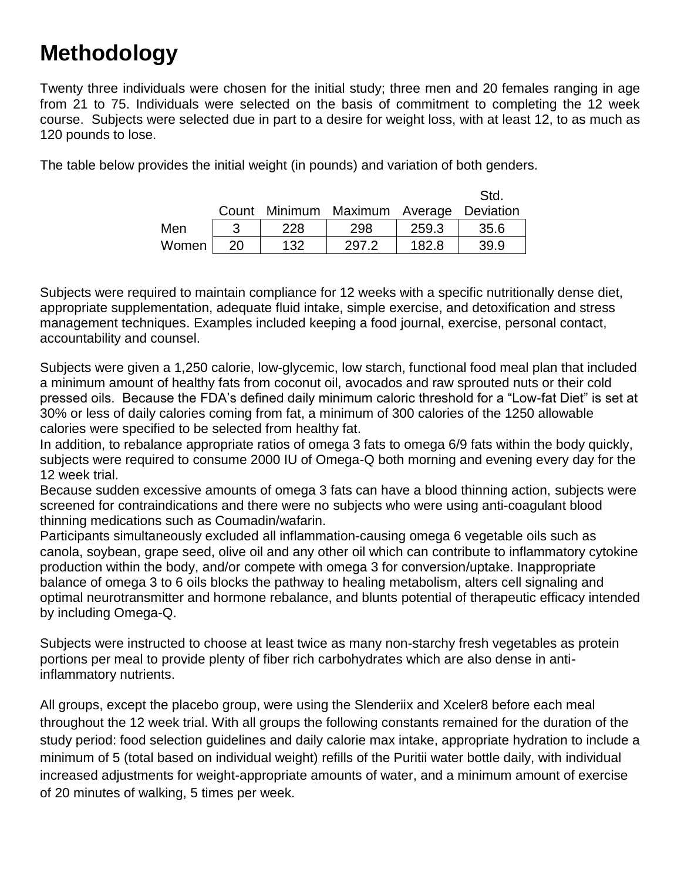# Methodology

Twenty three individuals were chosen for the initial study; three men and 20 females ranging in age from 21 to 75. Individuals were selected on the basis of commitment to completing the 12 week course. Subjects were selected due in part to a desire for weight loss, with at least 12, to as much as 120 pounds to lose.

The table below provides the initial weight (in pounds) and variation of both genders.

| | Count | Minimum | Maximum | Average | Std. Deviation |
|---|---|---|---|---|---|
| Men | 3 | 228 | 298 | 259.3 | 35.6 |
| Women | 20 | 132 | 297.2 | 182.8 | 39.9 |

Subjects were required to maintain compliance for 12 weeks with a specific nutritionally dense diet, appropriate supplementation, adequate fluid intake, simple exercise, and detoxification and stress management techniques. Examples included keeping a food journal, exercise, personal contact, accountability and counsel.

Subjects were given a 1,250 calorie, low-glycemic, low starch, functional food meal plan that included a minimum amount of healthy fats from coconut oil, avocados and raw sprouted nuts or their cold pressed oils. Because the FDA's defined daily minimum caloric threshold for a "Low-fat Diet" is set at 30% or less of daily calories coming from fat, a minimum of 300 calories of the 1250 allowable calories were specified to be selected from healthy fat.

In addition, to rebalance appropriate ratios of omega 3 fats to omega 6/9 fats within the body quickly, subjects were required to consume 2000 IU of Omega-Q both morning and evening every day for the 12 week trial.

Because sudden excessive amounts of omega 3 fats can have a blood thinning action, subjects were screened for contraindications and there were no subjects who were using anti-coagulant blood thinning medications such as Coumadin/wafarin.

Participants simultaneously excluded all inflammation-causing omega 6 vegetable oils such as canola, soybean, grape seed, olive oil and any other oil which can contribute to inflammatory cytokine production within the body, and/or compete with omega 3 for conversion/uptake. Inappropriate balance of omega 3 to 6 oils blocks the pathway to healing metabolism, alters cell signaling and optimal neurotransmitter and hormone rebalance, and blunts potential of therapeutic efficacy intended by including Omega-Q.

Subjects were instructed to choose at least twice as many non-starchy fresh vegetables as protein portions per meal to provide plenty of fiber rich carbohydrates which are also dense in anti-inflammatory nutrients.

All groups, except the placebo group, were using the Slenderiix and Xceler8 before each meal throughout the 12 week trial. With all groups the following constants remained for the duration of the study period: food selection guidelines and daily calorie max intake, appropriate hydration to include a minimum of 5 (total based on individual weight) refills of the Puritii water bottle daily, with individual increased adjustments for weight-appropriate amounts of water, and a minimum amount of exercise of 20 minutes of walking, 5 times per week.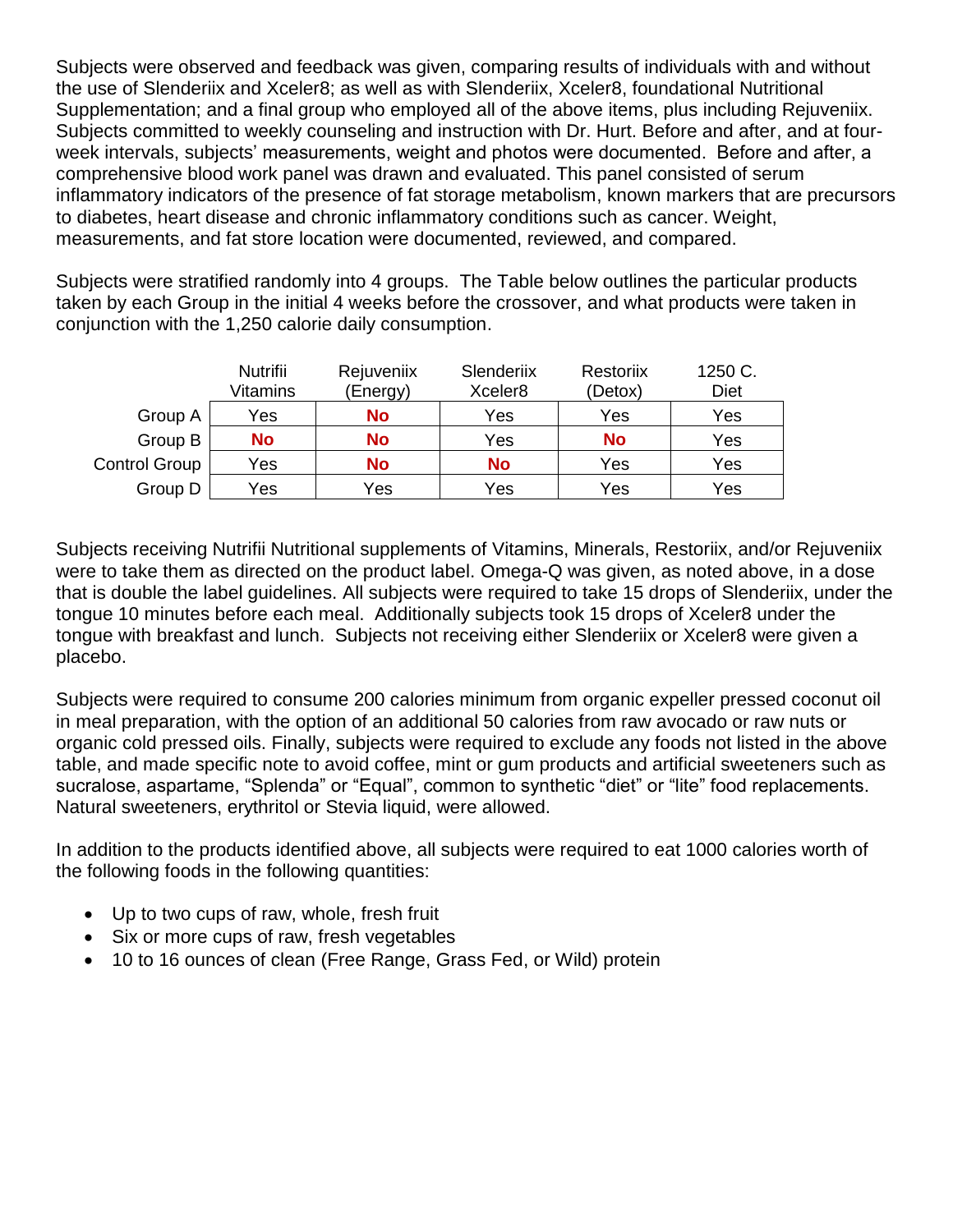Subjects were observed and feedback was given, comparing results of individuals with and without the use of Slenderiix and Xceler8; as well as with Slenderiix, Xceler8, foundational Nutritional Supplementation; and a final group who employed all of the above items, plus including Rejuveniix. Subjects committed to weekly counseling and instruction with Dr. Hurt. Before and after, and at four-week intervals, subjects' measurements, weight and photos were documented. Before and after, a comprehensive blood work panel was drawn and evaluated. This panel consisted of serum inflammatory indicators of the presence of fat storage metabolism, known markers that are precursors to diabetes, heart disease and chronic inflammatory conditions such as cancer. Weight, measurements, and fat store location were documented, reviewed, and compared.

Subjects were stratified randomly into 4 groups. The Table below outlines the particular products taken by each Group in the initial 4 weeks before the crossover, and what products were taken in conjunction with the 1,250 calorie daily consumption.

| | Nutrifii Vitamins | Rejuveniix (Energy) | Slenderiix Xceler8 | Restoriix (Detox) | 1250 C. Diet |
|---|---|---|---|---|---|
| Group A | Yes | **No** | Yes | Yes | Yes |
| Group B | **No** | **No** | Yes | **No** | Yes |
| Control Group | Yes | **No** | **No** | Yes | Yes |
| Group D | Yes | Yes | Yes | Yes | Yes |

Subjects receiving Nutrifii Nutritional supplements of Vitamins, Minerals, Restoriix, and/or Rejuveniix were to take them as directed on the product label. Omega-Q was given, as noted above, in a dose that is double the label guidelines. All subjects were required to take 15 drops of Slenderiix, under the tongue 10 minutes before each meal. Additionally subjects took 15 drops of Xceler8 under the tongue with breakfast and lunch. Subjects not receiving either Slenderiix or Xceler8 were given a placebo.

Subjects were required to consume 200 calories minimum from organic expeller pressed coconut oil in meal preparation, with the option of an additional 50 calories from raw avocado or raw nuts or organic cold pressed oils. Finally, subjects were required to exclude any foods not listed in the above table, and made specific note to avoid coffee, mint or gum products and artificial sweeteners such as sucralose, aspartame, "Splenda" or "Equal", common to synthetic "diet" or "lite" food replacements. Natural sweeteners, erythritol or Stevia liquid, were allowed.

In addition to the products identified above, all subjects were required to eat 1000 calories worth of the following foods in the following quantities:

- Up to two cups of raw, whole, fresh fruit
- Six or more cups of raw, fresh vegetables
- 10 to 16 ounces of clean (Free Range, Grass Fed, or Wild) protein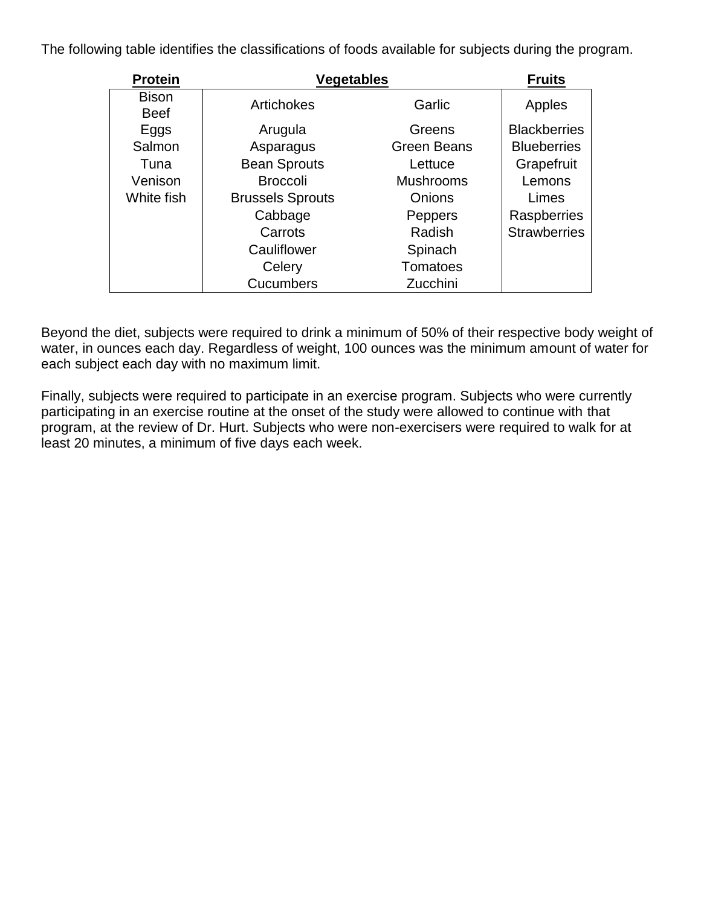The following table identifies the classifications of foods available for subjects during the program.

| **Protein** | **Vegetables** | | **Fruits** |
|---|---|---|---|
| Bison<br>Beef | Artichokes | Garlic | Apples |
| Eggs | Arugula | Greens | Blackberries |
| Salmon | Asparagus | Green Beans | Blueberries |
| Tuna | Bean Sprouts | Lettuce | Grapefruit |
| Venison | Broccoli | Mushrooms | Lemons |
| White fish | Brussels Sprouts | Onions | Limes |
| | Cabbage | Peppers | Raspberries |
| | Carrots | Radish | Strawberries |
| | Cauliflower | Spinach | |
| | Celery | Tomatoes | |
| | Cucumbers | Zucchini | |

Beyond the diet, subjects were required to drink a minimum of 50% of their respective body weight of water, in ounces each day. Regardless of weight, 100 ounces was the minimum amount of water for each subject each day with no maximum limit.

Finally, subjects were required to participate in an exercise program. Subjects who were currently participating in an exercise routine at the onset of the study were allowed to continue with that program, at the review of Dr. Hurt. Subjects who were non-exercisers were required to walk for at least 20 minutes, a minimum of five days each week.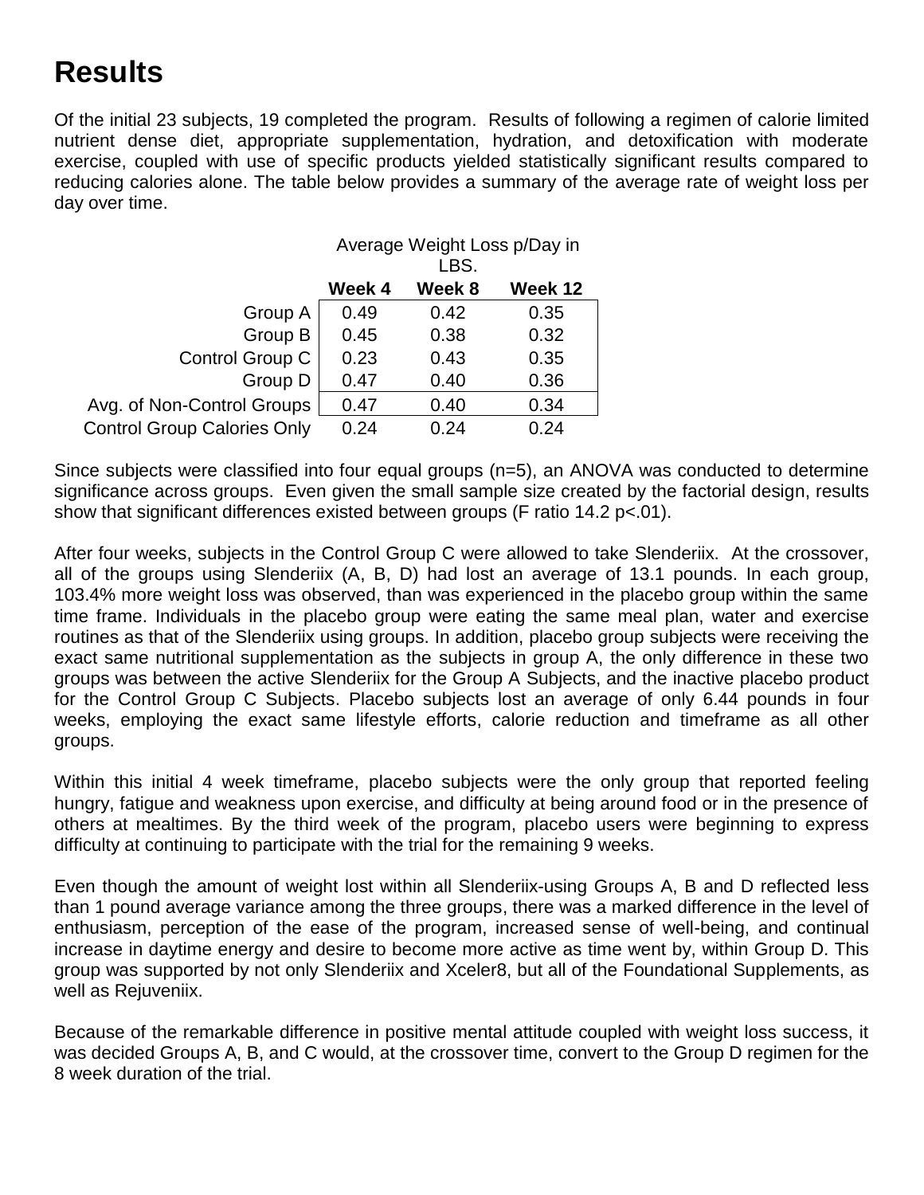# Results

Of the initial 23 subjects, 19 completed the program. Results of following a regimen of calorie limited nutrient dense diet, appropriate supplementation, hydration, and detoxification with moderate exercise, coupled with use of specific products yielded statistically significant results compared to reducing calories alone. The table below provides a summary of the average rate of weight loss per day over time.

| | Average Weight Loss p/Day in LBS. | | |
|---|---|---|---|
| | **Week 4** | **Week 8** | **Week 12** |
| Group A | 0.49 | 0.42 | 0.35 |
| Group B | 0.45 | 0.38 | 0.32 |
| Control Group C | 0.23 | 0.43 | 0.35 |
| Group D | 0.47 | 0.40 | 0.36 |
| Avg. of Non-Control Groups | 0.47 | 0.40 | 0.34 |
| Control Group Calories Only | 0.24 | 0.24 | 0.24 |

Since subjects were classified into four equal groups (n=5), an ANOVA was conducted to determine significance across groups. Even given the small sample size created by the factorial design, results show that significant differences existed between groups (F ratio 14.2 $p<.01$).

After four weeks, subjects in the Control Group C were allowed to take Slenderiix. At the crossover, all of the groups using Slenderiix (A, B, D) had lost an average of 13.1 pounds. In each group, 103.4% more weight loss was observed, than was experienced in the placebo group within the same time frame. Individuals in the placebo group were eating the same meal plan, water and exercise routines as that of the Slenderiix using groups. In addition, placebo group subjects were receiving the exact same nutritional supplementation as the subjects in group A, the only difference in these two groups was between the active Slenderiix for the Group A Subjects, and the inactive placebo product for the Control Group C Subjects. Placebo subjects lost an average of only 6.44 pounds in four weeks, employing the exact same lifestyle efforts, calorie reduction and timeframe as all other groups.

Within this initial 4 week timeframe, placebo subjects were the only group that reported feeling hungry, fatigue and weakness upon exercise, and difficulty at being around food or in the presence of others at mealtimes. By the third week of the program, placebo users were beginning to express difficulty at continuing to participate with the trial for the remaining 9 weeks.

Even though the amount of weight lost within all Slenderiix-using Groups A, B and D reflected less than 1 pound average variance among the three groups, there was a marked difference in the level of enthusiasm, perception of the ease of the program, increased sense of well-being, and continual increase in daytime energy and desire to become more active as time went by, within Group D. This group was supported by not only Slenderiix and Xceler8, but all of the Foundational Supplements, as well as Rejuveniix.

Because of the remarkable difference in positive mental attitude coupled with weight loss success, it was decided Groups A, B, and C would, at the crossover time, convert to the Group D regimen for the 8 week duration of the trial.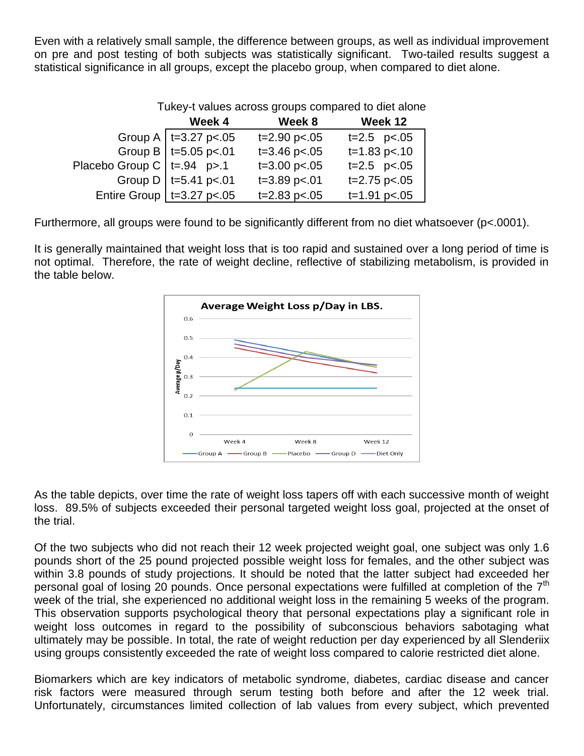Even with a relatively small sample, the difference between groups, as well as individual improvement on pre and post testing of both subjects was statistically significant. Two-tailed results suggest a statistical significance in all groups, except the placebo group, when compared to diet alone.

Tukey-t values across groups compared to diet alone

| | Week 4 | Week 8 | Week 12 |
|---|---|---|---|
| Group A | $t=3.27$ $p<.05$ | $t=2.90$ $p<.05$ | $t=2.5$ $p<.05$ |
| Group B | $t=5.05$ $p<.01$ | $t=3.46$ $p<.05$ | $t=1.83$ $p<.10$ |
| Placebo Group C | $t=.94$ $p>.1$ | $t=3.00$ $p<.05$ | $t=2.5$ $p<.05$ |
| Group D | $t=5.41$ $p<.01$ | $t=3.89$ $p<.01$ | $t=2.75$ $p<.05$ |
| Entire Group | $t=3.27$ $p<.05$ | $t=2.83$ $p<.05$ | $t=1.91$ $p<.05$ |

Furthermore, all groups were found to be significantly different from no diet whatsoever ($p<.0001$).

It is generally maintained that weight loss that is too rapid and sustained over a long period of time is not optimal. Therefore, the rate of weight decline, reflective of stabilizing metabolism, is provided in the table below.

As the table depicts, over time the rate of weight loss tapers off with each successive month of weight loss. 89.5% of subjects exceeded their personal targeted weight loss goal, projected at the onset of the trial.

Of the two subjects who did not reach their 12 week projected weight goal, one subject was only 1.6 pounds short of the 25 pound projected possible weight loss for females, and the other subject was within 3.8 pounds of study projections. It should be noted that the latter subject had exceeded her personal goal of losing 20 pounds. Once personal expectations were fulfilled at completion of the 7th week of the trial, she experienced no additional weight loss in the remaining 5 weeks of the program. This observation supports psychological theory that personal expectations play a significant role in weight loss outcomes in regard to the possibility of subconscious behaviors sabotaging what ultimately may be possible. In total, the rate of weight reduction per day experienced by all Slenderiix using groups consistently exceeded the rate of weight loss compared to calorie restricted diet alone.

Biomarkers which are key indicators of metabolic syndrome, diabetes, cardiac disease and cancer risk factors were measured through serum testing both before and after the 12 week trial. Unfortunately, circumstances limited collection of lab values from every subject, which prevented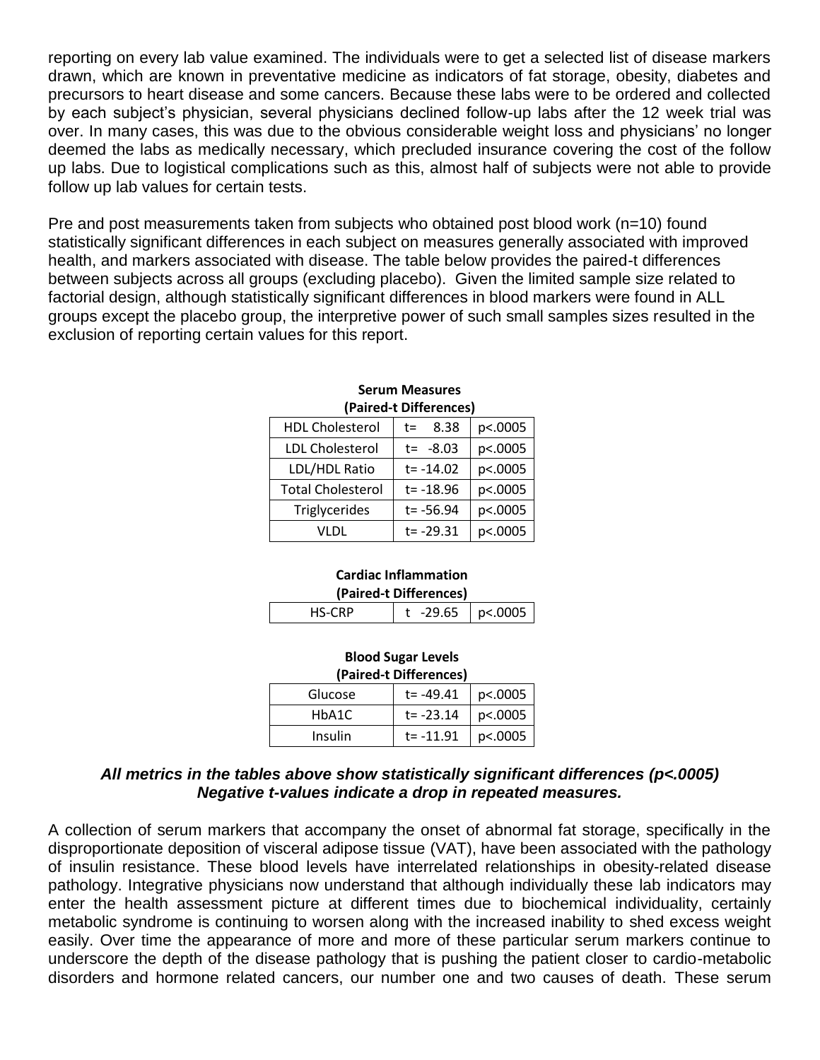reporting on every lab value examined. The individuals were to get a selected list of disease markers drawn, which are known in preventative medicine as indicators of fat storage, obesity, diabetes and precursors to heart disease and some cancers. Because these labs were to be ordered and collected by each subject's physician, several physicians declined follow-up labs after the 12 week trial was over. In many cases, this was due to the obvious considerable weight loss and physicians' no longer deemed the labs as medically necessary, which precluded insurance covering the cost of the follow up labs. Due to logistical complications such as this, almost half of subjects were not able to provide follow up lab values for certain tests.

Pre and post measurements taken from subjects who obtained post blood work (n=10) found statistically significant differences in each subject on measures generally associated with improved health, and markers associated with disease. The table below provides the paired-t differences between subjects across all groups (excluding placebo). Given the limited sample size related to factorial design, although statistically significant differences in blood markers were found in ALL groups except the placebo group, the interpretive power of such small samples sizes resulted in the exclusion of reporting certain values for this report.

**Serum Measures (Paired-t Differences)**

| | | |
|---|---|---|
| HDL Cholesterol | t= 8.38 | p<.0005 |
| LDL Cholesterol | t= -8.03 | p<.0005 |
| LDL/HDL Ratio | t= -14.02 | p<.0005 |
| Total Cholesterol | t= -18.96 | p<.0005 |
| Triglycerides | t= -56.94 | p<.0005 |
| VLDL | t= -29.31 | p<.0005 |

**Cardiac Inflammation (Paired-t Differences)**

| | | |
|---|---|---|
| HS-CRP | t -29.65 | p<.0005 |

**Blood Sugar Levels (Paired-t Differences)**

| | | |
|---|---|---|
| Glucose | t= -49.41 | p<.0005 |
| HbA1C | t= -23.14 | p<.0005 |
| Insulin | t= -11.91 | p<.0005 |

***All metrics in the tables above show statistically significant differences (p<.0005)***
***Negative t-values indicate a drop in repeated measures.***

A collection of serum markers that accompany the onset of abnormal fat storage, specifically in the disproportionate deposition of visceral adipose tissue (VAT), have been associated with the pathology of insulin resistance. These blood levels have interrelated relationships in obesity-related disease pathology. Integrative physicians now understand that although individually these lab indicators may enter the health assessment picture at different times due to biochemical individuality, certainly metabolic syndrome is continuing to worsen along with the increased inability to shed excess weight easily. Over time the appearance of more and more of these particular serum markers continue to underscore the depth of the disease pathology that is pushing the patient closer to cardio-metabolic disorders and hormone related cancers, our number one and two causes of death. These serum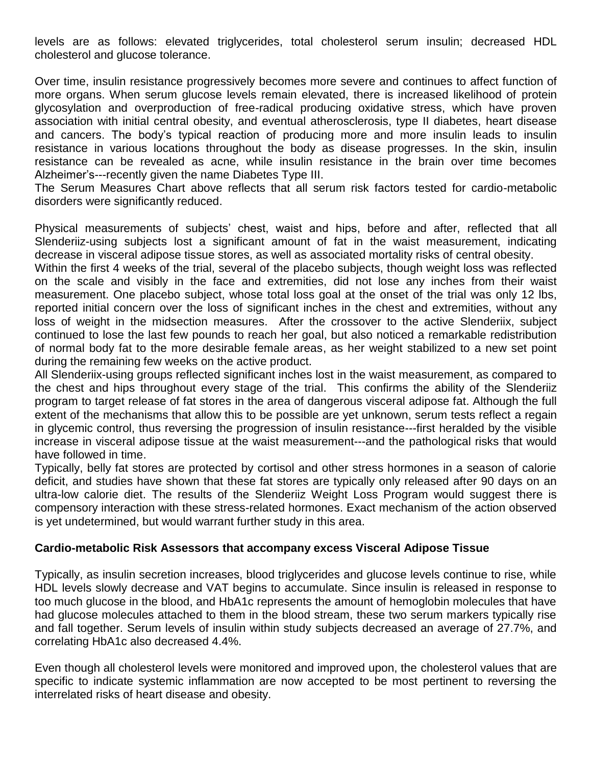levels are as follows: elevated triglycerides, total cholesterol serum insulin; decreased HDL cholesterol and glucose tolerance.

Over time, insulin resistance progressively becomes more severe and continues to affect function of more organs. When serum glucose levels remain elevated, there is increased likelihood of protein glycosylation and overproduction of free-radical producing oxidative stress, which have proven association with initial central obesity, and eventual atherosclerosis, type II diabetes, heart disease and cancers. The body's typical reaction of producing more and more insulin leads to insulin resistance in various locations throughout the body as disease progresses. In the skin, insulin resistance can be revealed as acne, while insulin resistance in the brain over time becomes Alzheimer's---recently given the name Diabetes Type III.
The Serum Measures Chart above reflects that all serum risk factors tested for cardio-metabolic disorders were significantly reduced.

Physical measurements of subjects' chest, waist and hips, before and after, reflected that all Slenderiiz-using subjects lost a significant amount of fat in the waist measurement, indicating decrease in visceral adipose tissue stores, as well as associated mortality risks of central obesity.
Within the first 4 weeks of the trial, several of the placebo subjects, though weight loss was reflected on the scale and visibly in the face and extremities, did not lose any inches from their waist measurement. One placebo subject, whose total loss goal at the onset of the trial was only 12 lbs, reported initial concern over the loss of significant inches in the chest and extremities, without any loss of weight in the midsection measures. After the crossover to the active Slenderiix, subject continued to lose the last few pounds to reach her goal, but also noticed a remarkable redistribution of normal body fat to the more desirable female areas, as her weight stabilized to a new set point during the remaining few weeks on the active product.
All Slenderiix-using groups reflected significant inches lost in the waist measurement, as compared to the chest and hips throughout every stage of the trial. This confirms the ability of the Slenderiiz program to target release of fat stores in the area of dangerous visceral adipose fat. Although the full extent of the mechanisms that allow this to be possible are yet unknown, serum tests reflect a regain in glycemic control, thus reversing the progression of insulin resistance---first heralded by the visible increase in visceral adipose tissue at the waist measurement---and the pathological risks that would have followed in time.
Typically, belly fat stores are protected by cortisol and other stress hormones in a season of calorie deficit, and studies have shown that these fat stores are typically only released after 90 days on an ultra-low calorie diet. The results of the Slenderiiz Weight Loss Program would suggest there is compensory interaction with these stress-related hormones. Exact mechanism of the action observed is yet undetermined, but would warrant further study in this area.

**Cardio-metabolic Risk Assessors that accompany excess Visceral Adipose Tissue**

Typically, as insulin secretion increases, blood triglycerides and glucose levels continue to rise, while HDL levels slowly decrease and VAT begins to accumulate. Since insulin is released in response to too much glucose in the blood, and HbA1c represents the amount of hemoglobin molecules that have had glucose molecules attached to them in the blood stream, these two serum markers typically rise and fall together. Serum levels of insulin within study subjects decreased an average of 27.7%, and correlating HbA1c also decreased 4.4%.

Even though all cholesterol levels were monitored and improved upon, the cholesterol values that are specific to indicate systemic inflammation are now accepted to be most pertinent to reversing the interrelated risks of heart disease and obesity.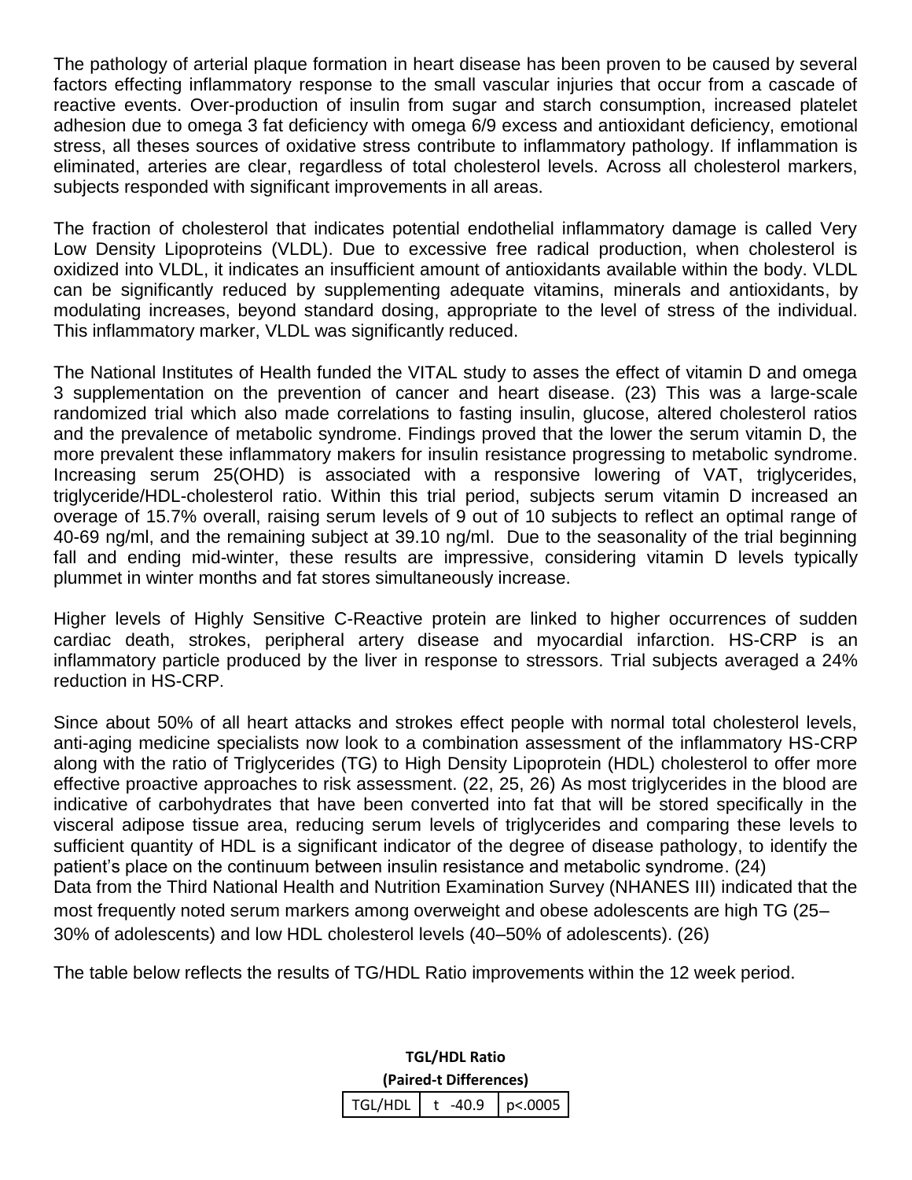The pathology of arterial plaque formation in heart disease has been proven to be caused by several factors effecting inflammatory response to the small vascular injuries that occur from a cascade of reactive events. Over-production of insulin from sugar and starch consumption, increased platelet adhesion due to omega 3 fat deficiency with omega 6/9 excess and antioxidant deficiency, emotional stress, all theses sources of oxidative stress contribute to inflammatory pathology. If inflammation is eliminated, arteries are clear, regardless of total cholesterol levels. Across all cholesterol markers, subjects responded with significant improvements in all areas.

The fraction of cholesterol that indicates potential endothelial inflammatory damage is called Very Low Density Lipoproteins (VLDL). Due to excessive free radical production, when cholesterol is oxidized into VLDL, it indicates an insufficient amount of antioxidants available within the body. VLDL can be significantly reduced by supplementing adequate vitamins, minerals and antioxidants, by modulating increases, beyond standard dosing, appropriate to the level of stress of the individual. This inflammatory marker, VLDL was significantly reduced.

The National Institutes of Health funded the VITAL study to asses the effect of vitamin D and omega 3 supplementation on the prevention of cancer and heart disease. (23) This was a large-scale randomized trial which also made correlations to fasting insulin, glucose, altered cholesterol ratios and the prevalence of metabolic syndrome. Findings proved that the lower the serum vitamin D, the more prevalent these inflammatory makers for insulin resistance progressing to metabolic syndrome. Increasing serum 25(OHD) is associated with a responsive lowering of VAT, triglycerides, triglyceride/HDL-cholesterol ratio. Within this trial period, subjects serum vitamin D increased an overage of 15.7% overall, raising serum levels of 9 out of 10 subjects to reflect an optimal range of 40-69 ng/ml, and the remaining subject at 39.10 ng/ml. Due to the seasonality of the trial beginning fall and ending mid-winter, these results are impressive, considering vitamin D levels typically plummet in winter months and fat stores simultaneously increase.

Higher levels of Highly Sensitive C-Reactive protein are linked to higher occurrences of sudden cardiac death, strokes, peripheral artery disease and myocardial infarction. HS-CRP is an inflammatory particle produced by the liver in response to stressors. Trial subjects averaged a 24% reduction in HS-CRP.

Since about 50% of all heart attacks and strokes effect people with normal total cholesterol levels, anti-aging medicine specialists now look to a combination assessment of the inflammatory HS-CRP along with the ratio of Triglycerides (TG) to High Density Lipoprotein (HDL) cholesterol to offer more effective proactive approaches to risk assessment. (22, 25, 26) As most triglycerides in the blood are indicative of carbohydrates that have been converted into fat that will be stored specifically in the visceral adipose tissue area, reducing serum levels of triglycerides and comparing these levels to sufficient quantity of HDL is a significant indicator of the degree of disease pathology, to identify the patient's place on the continuum between insulin resistance and metabolic syndrome. (24)
Data from the Third National Health and Nutrition Examination Survey (NHANES III) indicated that the most frequently noted serum markers among overweight and obese adolescents are high TG (25–30% of adolescents) and low HDL cholesterol levels (40–50% of adolescents). (26)

The table below reflects the results of TG/HDL Ratio improvements within the 12 week period.

**TGL/HDL Ratio**
**(Paired-t Differences)**

| TGL/HDL | t -40.9 | p<.0005 |
|---|---|---|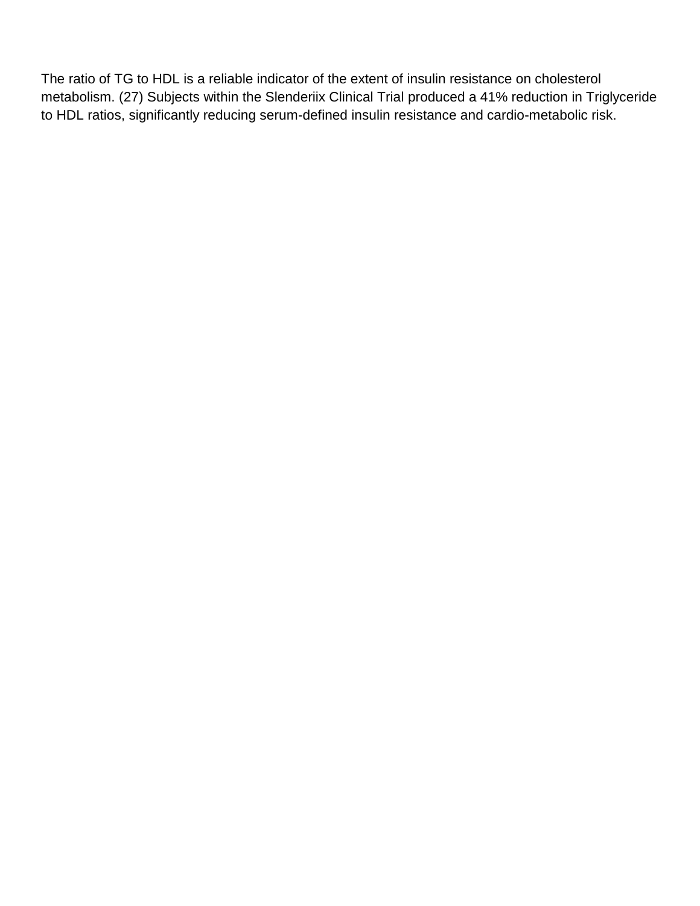The ratio of TG to HDL is a reliable indicator of the extent of insulin resistance on cholesterol metabolism. (27) Subjects within the Slenderiix Clinical Trial produced a 41% reduction in Triglyceride to HDL ratios, significantly reducing serum-defined insulin resistance and cardio-metabolic risk.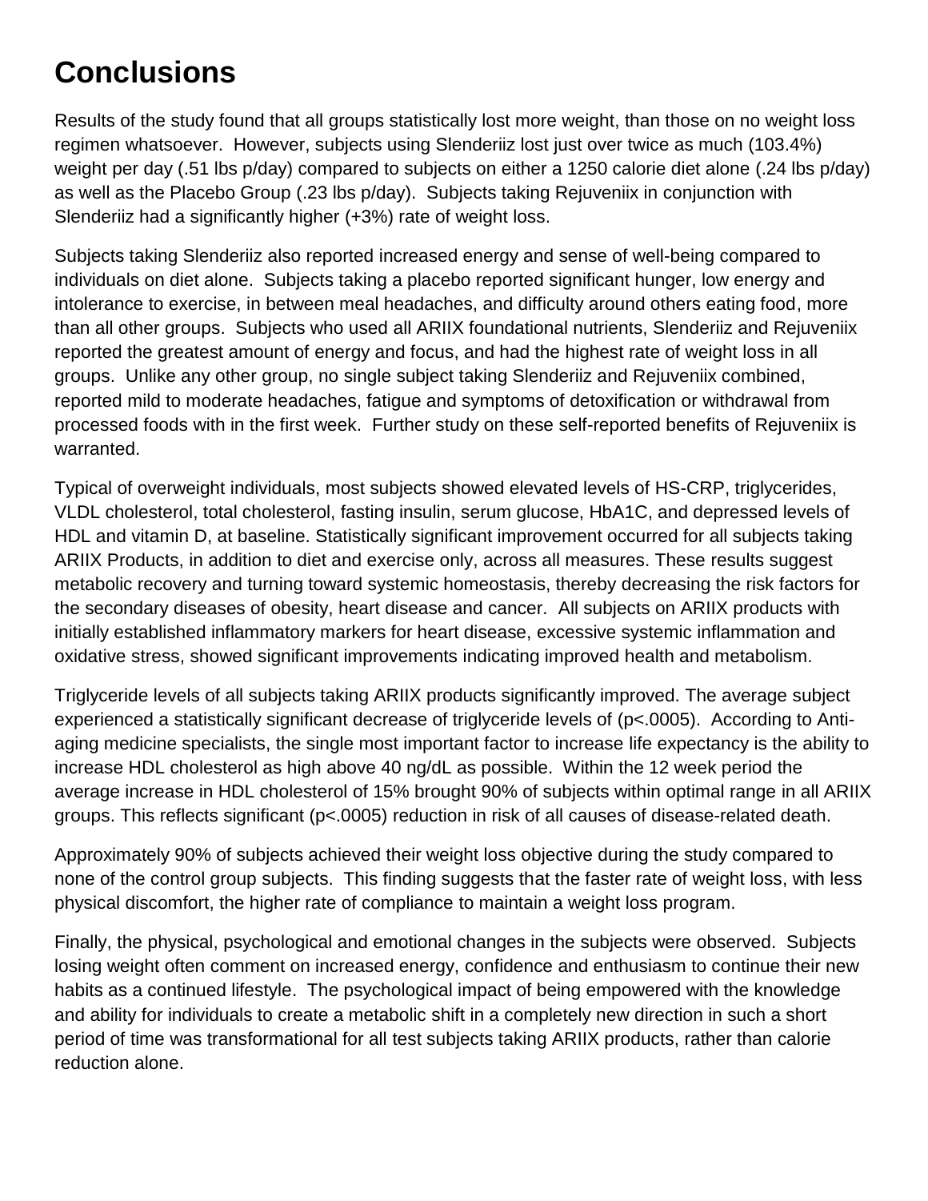# Conclusions

Results of the study found that all groups statistically lost more weight, than those on no weight loss regimen whatsoever. However, subjects using Slenderiiz lost just over twice as much (103.4%) weight per day (.51 lbs p/day) compared to subjects on either a 1250 calorie diet alone (.24 lbs p/day) as well as the Placebo Group (.23 lbs p/day). Subjects taking Rejuveniix in conjunction with Slenderiiz had a significantly higher (+3%) rate of weight loss.

Subjects taking Slenderiiz also reported increased energy and sense of well-being compared to individuals on diet alone. Subjects taking a placebo reported significant hunger, low energy and intolerance to exercise, in between meal headaches, and difficulty around others eating food, more than all other groups. Subjects who used all ARIIX foundational nutrients, Slenderiiz and Rejuveniix reported the greatest amount of energy and focus, and had the highest rate of weight loss in all groups. Unlike any other group, no single subject taking Slenderiiz and Rejuveniix combined, reported mild to moderate headaches, fatigue and symptoms of detoxification or withdrawal from processed foods with in the first week. Further study on these self-reported benefits of Rejuveniix is warranted.

Typical of overweight individuals, most subjects showed elevated levels of HS-CRP, triglycerides, VLDL cholesterol, total cholesterol, fasting insulin, serum glucose, HbA1C, and depressed levels of HDL and vitamin D, at baseline. Statistically significant improvement occurred for all subjects taking ARIIX Products, in addition to diet and exercise only, across all measures. These results suggest metabolic recovery and turning toward systemic homeostasis, thereby decreasing the risk factors for the secondary diseases of obesity, heart disease and cancer. All subjects on ARIIX products with initially established inflammatory markers for heart disease, excessive systemic inflammation and oxidative stress, showed significant improvements indicating improved health and metabolism.

Triglyceride levels of all subjects taking ARIIX products significantly improved. The average subject experienced a statistically significant decrease of triglyceride levels of ($p<.0005$). According to Anti-aging medicine specialists, the single most important factor to increase life expectancy is the ability to increase HDL cholesterol as high above 40 ng/dL as possible. Within the 12 week period the average increase in HDL cholesterol of 15% brought 90% of subjects within optimal range in all ARIIX groups. This reflects significant ($p<.0005$) reduction in risk of all causes of disease-related death.

Approximately 90% of subjects achieved their weight loss objective during the study compared to none of the control group subjects. This finding suggests that the faster rate of weight loss, with less physical discomfort, the higher rate of compliance to maintain a weight loss program.

Finally, the physical, psychological and emotional changes in the subjects were observed. Subjects losing weight often comment on increased energy, confidence and enthusiasm to continue their new habits as a continued lifestyle. The psychological impact of being empowered with the knowledge and ability for individuals to create a metabolic shift in a completely new direction in such a short period of time was transformational for all test subjects taking ARIIX products, rather than calorie reduction alone.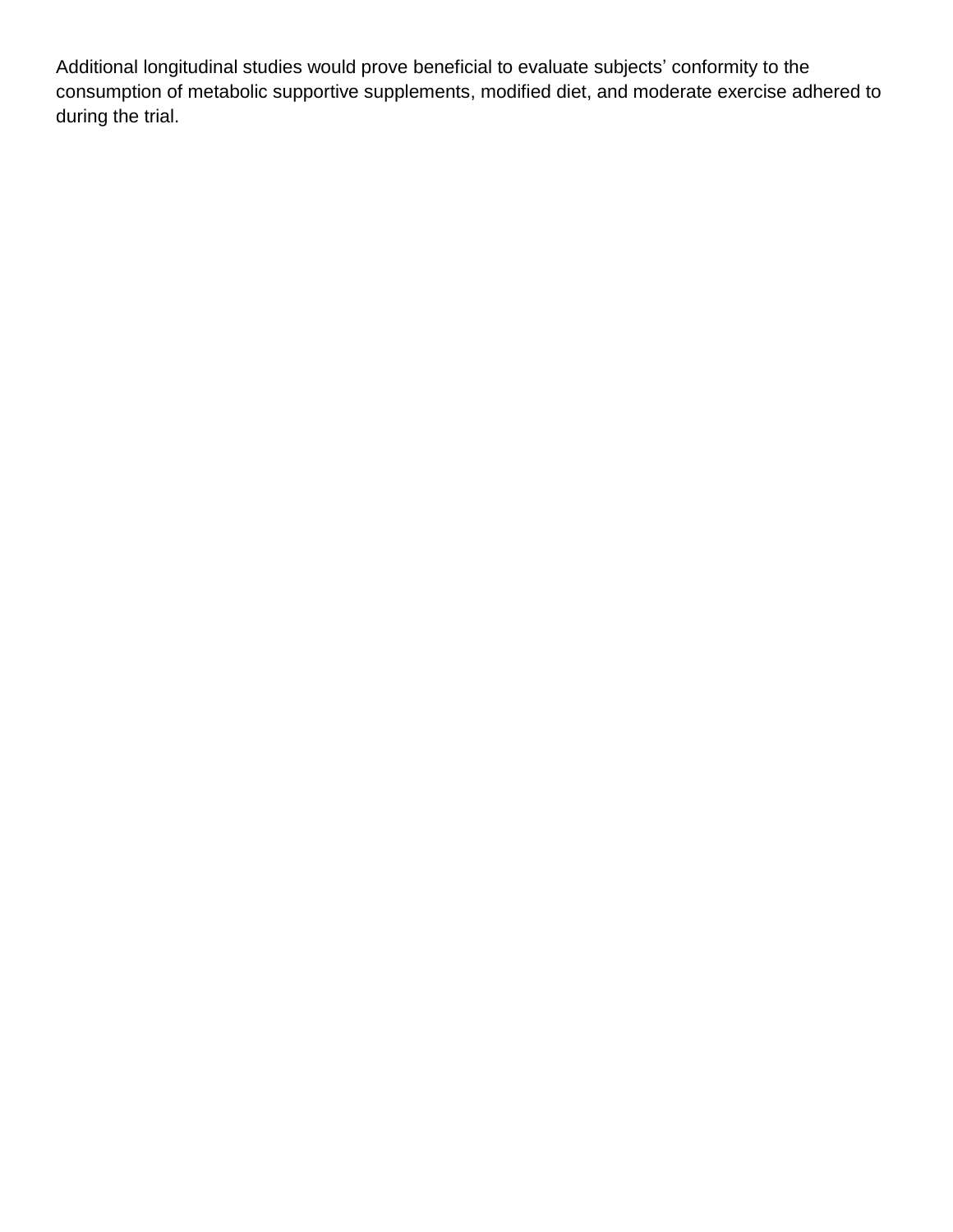Additional longitudinal studies would prove beneficial to evaluate subjects’ conformity to the consumption of metabolic supportive supplements, modified diet, and moderate exercise adhered to during the trial.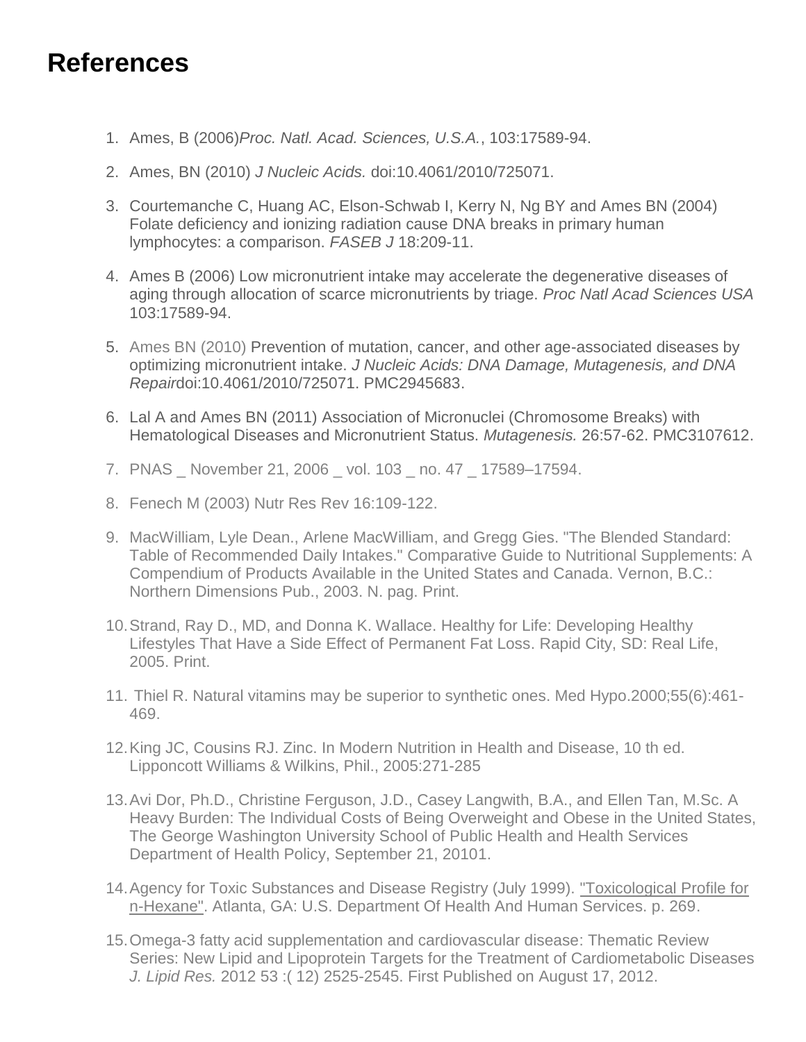# References

1. Ames, B (2006)*Proc. Natl. Acad. Sciences, U.S.A.*, 103:17589-94.
2. Ames, BN (2010) *J Nucleic Acids.* doi:10.4061/2010/725071.
3. Courtemanche C, Huang AC, Elson-Schwab I, Kerry N, Ng BY and Ames BN (2004) Folate deficiency and ionizing radiation cause DNA breaks in primary human lymphocytes: a comparison. *FASEB J* 18:209-11.
4. Ames B (2006) Low micronutrient intake may accelerate the degenerative diseases of aging through allocation of scarce micronutrients by triage. *Proc Natl Acad Sciences USA* 103:17589-94.
5. Ames BN (2010) Prevention of mutation, cancer, and other age-associated diseases by optimizing micronutrient intake. *J Nucleic Acids: DNA Damage, Mutagenesis, and DNA Repair*doi:10.4061/2010/725071. PMC2945683.
6. Lal A and Ames BN (2011) Association of Micronuclei (Chromosome Breaks) with Hematological Diseases and Micronutrient Status. *Mutagenesis.* 26:57-62. PMC3107612.
7. PNAS _ November 21, 2006 _ vol. 103 _ no. 47 _ 17589–17594.
8. Fenech M (2003) Nutr Res Rev 16:109-122.
9. MacWilliam, Lyle Dean., Arlene MacWilliam, and Gregg Gies. "The Blended Standard: Table of Recommended Daily Intakes." Comparative Guide to Nutritional Supplements: A Compendium of Products Available in the United States and Canada. Vernon, B.C.: Northern Dimensions Pub., 2003. N. pag. Print.
10. Strand, Ray D., MD, and Donna K. Wallace. Healthy for Life: Developing Healthy Lifestyles That Have a Side Effect of Permanent Fat Loss. Rapid City, SD: Real Life, 2005. Print.
11. Thiel R. Natural vitamins may be superior to synthetic ones. Med Hypo.2000;55(6):461-469.
12. King JC, Cousins RJ. Zinc. In Modern Nutrition in Health and Disease, 10 th ed. Lipponcott Williams & Wilkins, Phil., 2005:271-285
13. Avi Dor, Ph.D., Christine Ferguson, J.D., Casey Langwith, B.A., and Ellen Tan, M.Sc. A Heavy Burden: The Individual Costs of Being Overweight and Obese in the United States, The George Washington University School of Public Health and Health Services Department of Health Policy, September 21, 20101.
14. Agency for Toxic Substances and Disease Registry (July 1999). "Toxicological Profile for n-Hexane". Atlanta, GA: U.S. Department Of Health And Human Services. p. 269.
15. Omega-3 fatty acid supplementation and cardiovascular disease: Thematic Review Series: New Lipid and Lipoprotein Targets for the Treatment of Cardiometabolic Diseases *J. Lipid Res.* 2012 53 :( 12) 2525-2545. First Published on August 17, 2012.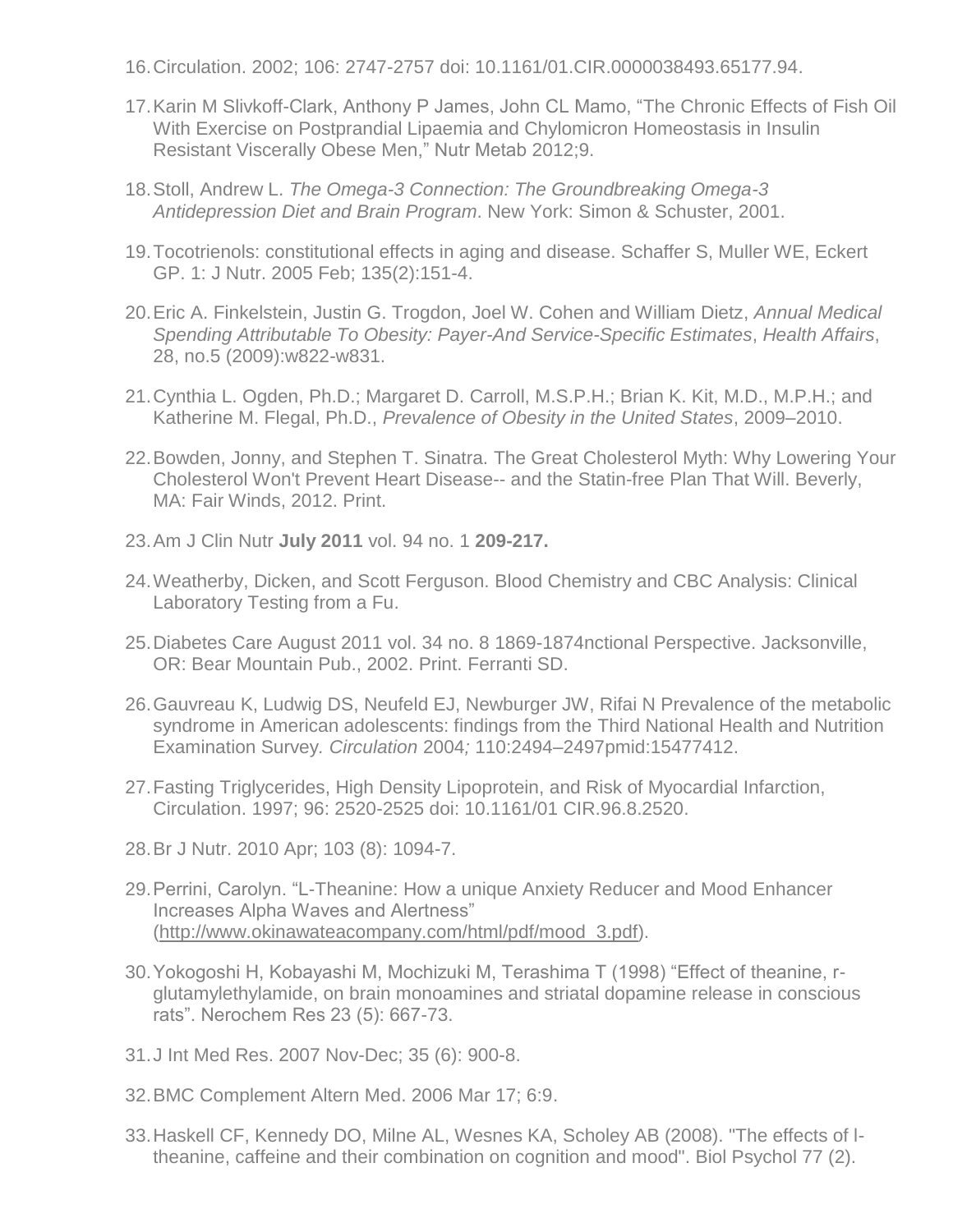16. Circulation. 2002; 106: 2747-2757 doi: 10.1161/01.CIR.0000038493.65177.94.

17. Karin M Slivkoff-Clark, Anthony P James, John CL Mamo, "The Chronic Effects of Fish Oil With Exercise on Postprandial Lipaemia and Chylomicron Homeostasis in Insulin Resistant Viscerally Obese Men," Nutr Metab 2012;9.

18. Stoll, Andrew L. *The Omega-3 Connection: The Groundbreaking Omega-3 Antidepression Diet and Brain Program*. New York: Simon & Schuster, 2001.

19. Tocotrienols: constitutional effects in aging and disease. Schaffer S, Muller WE, Eckert GP. 1: J Nutr. 2005 Feb; 135(2):151-4.

20. Eric A. Finkelstein, Justin G. Trogdon, Joel W. Cohen and William Dietz, *Annual Medical Spending Attributable To Obesity: Payer-And Service-Specific Estimates*, *Health Affairs*, 28, no.5 (2009):w822-w831.

21. Cynthia L. Ogden, Ph.D.; Margaret D. Carroll, M.S.P.H.; Brian K. Kit, M.D., M.P.H.; and Katherine M. Flegal, Ph.D., *Prevalence of Obesity in the United States*, 2009–2010.

22. Bowden, Jonny, and Stephen T. Sinatra. The Great Cholesterol Myth: Why Lowering Your Cholesterol Won't Prevent Heart Disease-- and the Statin-free Plan That Will. Beverly, MA: Fair Winds, 2012. Print.

23. Am J Clin Nutr **July 2011** vol. 94 no. 1 **209-217.**

24. Weatherby, Dicken, and Scott Ferguson. Blood Chemistry and CBC Analysis: Clinical Laboratory Testing from a Fu.

25. Diabetes Care August 2011 vol. 34 no. 8 1869-1874nctional Perspective. Jacksonville, OR: Bear Mountain Pub., 2002. Print. Ferranti SD.

26. Gauvreau K, Ludwig DS, Neufeld EJ, Newburger JW, Rifai N Prevalence of the metabolic syndrome in American adolescents: findings from the Third National Health and Nutrition Examination Survey. *Circulation* 2004*;* 110:2494–2497pmid:15477412.

27. Fasting Triglycerides, High Density Lipoprotein, and Risk of Myocardial Infarction, Circulation. 1997; 96: 2520-2525 doi: 10.1161/01 CIR.96.8.2520.

28. Br J Nutr. 2010 Apr; 103 (8): 1094-7.

29. Perrini, Carolyn. "L-Theanine: How a unique Anxiety Reducer and Mood Enhancer Increases Alpha Waves and Alertness" ([http://www.okinawateacompany.com/html/pdf/mood_3.pdf](http://www.okinawateacompany.com/html/pdf/mood_3.pdf)).

30. Yokogoshi H, Kobayashi M, Mochizuki M, Terashima T (1998) "Effect of theanine, r-glutamylethylamide, on brain monoamines and striatal dopamine release in conscious rats". Nerochem Res 23 (5): 667-73.

31. J Int Med Res. 2007 Nov-Dec; 35 (6): 900-8.

32. BMC Complement Altern Med. 2006 Mar 17; 6:9.

33. Haskell CF, Kennedy DO, Milne AL, Wesnes KA, Scholey AB (2008). "The effects of l-theanine, caffeine and their combination on cognition and mood". Biol Psychol 77 (2).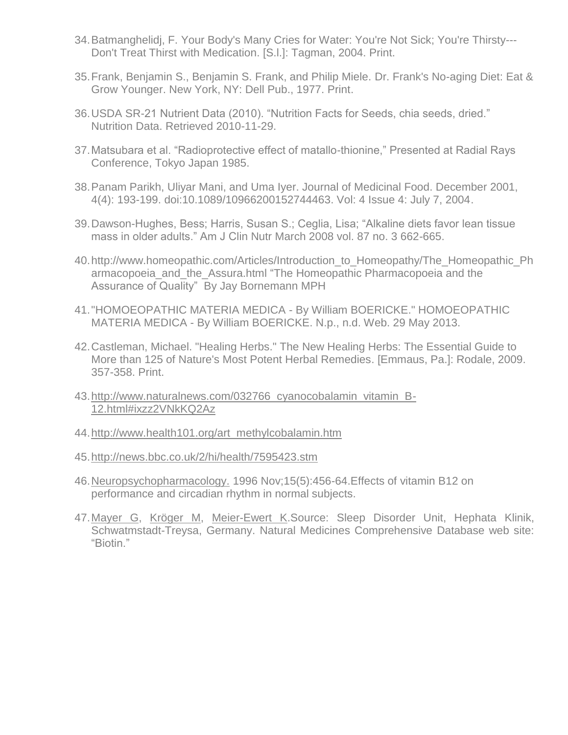34. Batmanghelidj, F. Your Body's Many Cries for Water: You're Not Sick; You're Thirsty---Don't Treat Thirst with Medication. [S.l.]: Tagman, 2004. Print.

35. Frank, Benjamin S., Benjamin S. Frank, and Philip Miele. Dr. Frank's No-aging Diet: Eat & Grow Younger. New York, NY: Dell Pub., 1977. Print.

36. USDA SR-21 Nutrient Data (2010). “Nutrition Facts for Seeds, chia seeds, dried.” Nutrition Data. Retrieved 2010-11-29.

37. Matsubara et al. “Radioprotective effect of matallo-thionine,” Presented at Radial Rays Conference, Tokyo Japan 1985.

38. Panam Parikh, Uliyar Mani, and Uma Iyer. Journal of Medicinal Food. December 2001, 4(4): 193-199. doi:10.1089/10966200152744463. Vol: 4 Issue 4: July 7, 2004.

39. Dawson-Hughes, Bess; Harris, Susan S.; Ceglia, Lisa; “Alkaline diets favor lean tissue mass in older adults.” Am J Clin Nutr March 2008 vol. 87 no. 3 662-665.

40. http://www.homeopathic.com/Articles/Introduction_to_Homeopathy/The_Homeopathic_Pharmacopoeia_and_the_Assura.html “The Homeopathic Pharmacopoeia and the Assurance of Quality” By Jay Bornemann MPH

41. "HOMOEOPATHIC MATERIA MEDICA - By William BOERICKE." HOMOEOPATHIC MATERIA MEDICA - By William BOERICKE. N.p., n.d. Web. 29 May 2013.

42. Castleman, Michael. "Healing Herbs." The New Healing Herbs: The Essential Guide to More than 125 of Nature's Most Potent Herbal Remedies. [Emmaus, Pa.]: Rodale, 2009. 357-358. Print.

43. http://www.naturalnews.com/032766_cyanocobalamin_vitamin_B-12.html#ixzz2VNkKQ2Az

44. http://www.health101.org/art_methylcobalamin.htm

45. http://news.bbc.co.uk/2/hi/health/7595423.stm

46. Neuropsychopharmacology. 1996 Nov;15(5):456-64.Effects of vitamin B12 on performance and circadian rhythm in normal subjects.

47. Mayer G, Kröger M, Meier-Ewert K.Source: Sleep Disorder Unit, Hephata Klinik, Schwatmstadt-Treysa, Germany. Natural Medicines Comprehensive Database web site: “Biotin.”